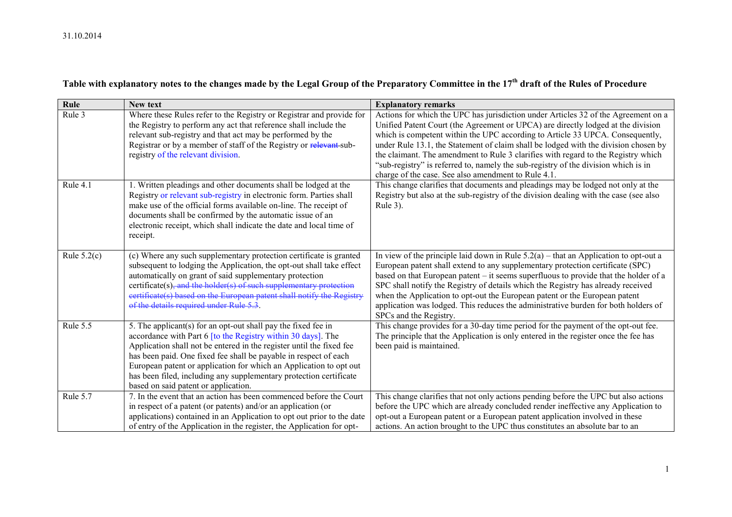31.10.2014

# Table with explanatory notes to the changes made by the Legal Group of the Preparatory Committee in the 17th draft of the Rules of Procedure

| Rule | New text | Explanatory remarks |
|---|---|---|
| Rule 3 | Where these Rules refer to the Registry or Registrar and provide for the Registry to perform any act that reference shall include the relevant sub-registry and that act may be performed by the Registrar or by a member of staff of the Registry or ~~relevant~~ sub-registry of the relevant division. | Actions for which the UPC has jurisdiction under Articles 32 of the Agreement on a Unified Patent Court (the Agreement or UPCA) are directly lodged at the division which is competent within the UPC according to Article 33 UPCA. Consequently, under Rule 13.1, the Statement of claim shall be lodged with the division chosen by the claimant. The amendment to Rule 3 clarifies with regard to the Registry which "sub-registry" is referred to, namely the sub-registry of the division which is in charge of the case. See also amendment to Rule 4.1. |
| Rule 4.1 | 1. Written pleadings and other documents shall be lodged at the Registry or relevant sub-registry in electronic form. Parties shall make use of the official forms available on-line. The receipt of documents shall be confirmed by the automatic issue of an electronic receipt, which shall indicate the date and local time of receipt. | This change clarifies that documents and pleadings may be lodged not only at the Registry but also at the sub-registry of the division dealing with the case (see also Rule 3). |
| Rule 5.2(c) | (c) Where any such supplementary protection certificate is granted subsequent to lodging the Application, the opt-out shall take effect automatically on grant of said supplementary protection certificate(s)~~, and the holder(s) of such supplementary protection certificate(s) based on the European patent shall notify the Registry of the details required under Rule 5.3~~. | In view of the principle laid down in Rule 5.2(a) – that an Application to opt-out a European patent shall extend to any supplementary protection certificate (SPC) based on that European patent – it seems superfluous to provide that the holder of a SPC shall notify the Registry of details which the Registry has already received when the Application to opt-out the European patent or the European patent application was lodged. This reduces the administrative burden for both holders of SPCs and the Registry. |
| Rule 5.5 | 5. The applicant(s) for an opt-out shall pay the fixed fee in accordance with Part 6 [to the Registry within 30 days]. The Application shall not be entered in the register until the fixed fee has been paid. One fixed fee shall be payable in respect of each European patent or application for which an Application to opt out has been filed, including any supplementary protection certificate based on said patent or application. | This change provides for a 30-day time period for the payment of the opt-out fee. The principle that the Application is only entered in the register once the fee has been paid is maintained. |
| Rule 5.7 | 7. In the event that an action has been commenced before the Court in respect of a patent (or patents) and/or an application (or applications) contained in an Application to opt out prior to the date of entry of the Application in the register, the Application for opt- | This change clarifies that not only actions pending before the UPC but also actions before the UPC which are already concluded render ineffective any Application to opt-out a European patent or a European patent application involved in these actions. An action brought to the UPC thus constitutes an absolute bar to an |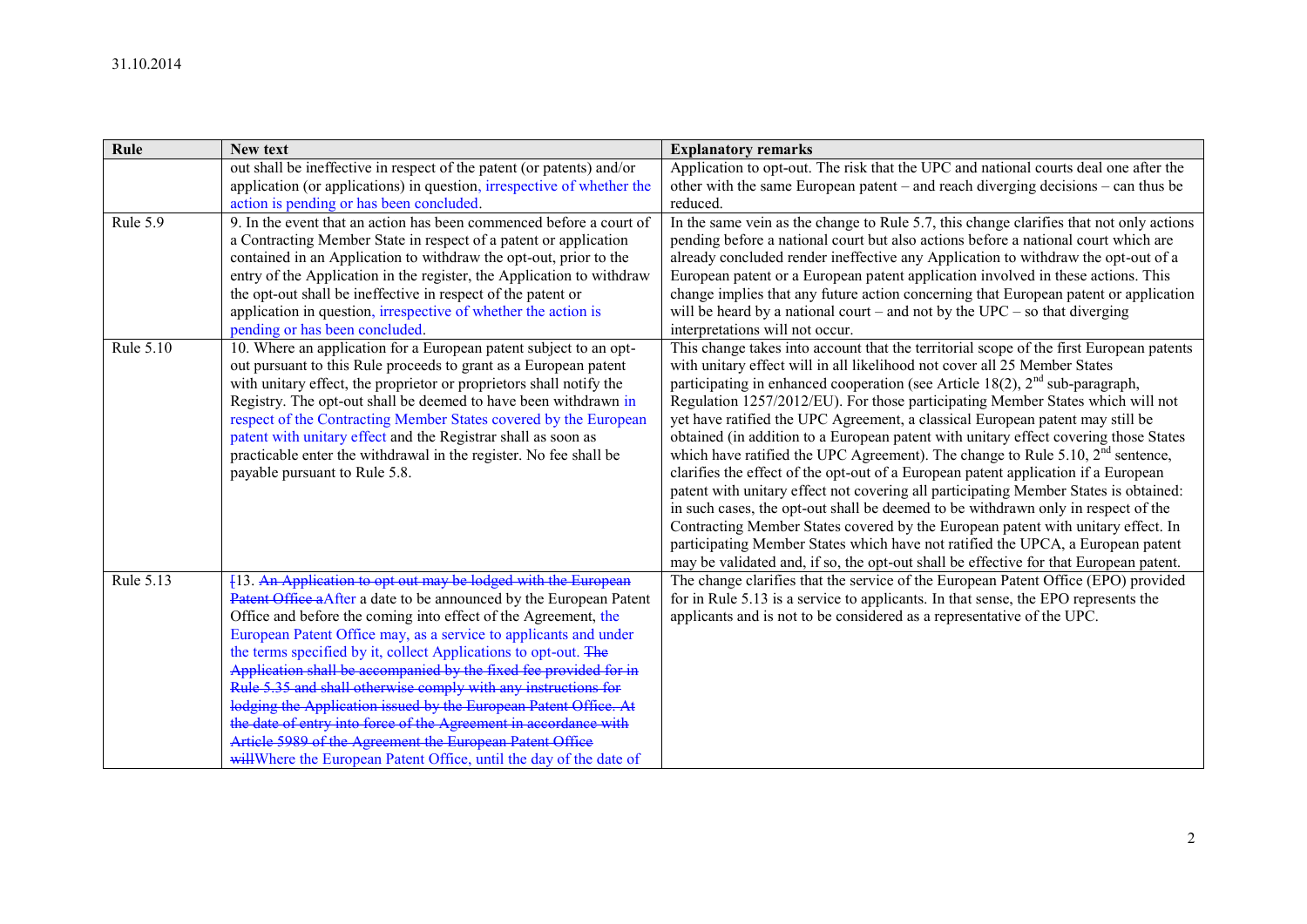| Rule | New text | Explanatory remarks |
|---|---|---|
| | out shall be ineffective in respect of the patent (or patents) and/or application (or applications) in question, irrespective of whether the action is pending or has been concluded. | Application to opt-out. The risk that the UPC and national courts deal one after the other with the same European patent – and reach diverging decisions – can thus be reduced. |
| Rule 5.9 | 9. In the event that an action has been commenced before a court of a Contracting Member State in respect of a patent or application contained in an Application to withdraw the opt-out, prior to the entry of the Application in the register, the Application to withdraw the opt-out shall be ineffective in respect of the patent or application in question, irrespective of whether the action is pending or has been concluded. | In the same vein as the change to Rule 5.7, this change clarifies that not only actions pending before a national court but also actions before a national court which are already concluded render ineffective any Application to withdraw the opt-out of a European patent or a European patent application involved in these actions. This change implies that any future action concerning that European patent or application will be heard by a national court – and not by the UPC – so that diverging interpretations will not occur. |
| Rule 5.10 | 10. Where an application for a European patent subject to an opt-out pursuant to this Rule proceeds to grant as a European patent with unitary effect, the proprietor or proprietors shall notify the Registry. The opt-out shall be deemed to have been withdrawn in respect of the Contracting Member States covered by the European patent with unitary effect and the Registrar shall as soon as practicable enter the withdrawal in the register. No fee shall be payable pursuant to Rule 5.8. | This change takes into account that the territorial scope of the first European patents with unitary effect will in all likelihood not cover all 25 Member States participating in enhanced cooperation (see Article 18(2), 2nd sub-paragraph, Regulation 1257/2012/EU). For those participating Member States which will not yet have ratified the UPC Agreement, a classical European patent may still be obtained (in addition to a European patent with unitary effect covering those States which have ratified the UPC Agreement). The change to Rule 5.10, 2nd sentence, clarifies the effect of the opt-out of a European patent application if a European patent with unitary effect not covering all participating Member States is obtained: in such cases, the opt-out shall be deemed to be withdrawn only in respect of the Contracting Member States covered by the European patent with unitary effect. In participating Member States which have not ratified the UPCA, a European patent may be validated and, if so, the opt-out shall be effective for that European patent. |
| Rule 5.13 | [13. ~~An Application to opt out may be lodged with the European Patent Office a~~After a date to be announced by the European Patent Office and before the coming into effect of the Agreement, the European Patent Office may, as a service to applicants and under the terms specified by it, collect Applications to opt-out. ~~The Application shall be accompanied by the fixed fee provided for in Rule 5.35 and shall otherwise comply with any instructions for lodging the Application issued by the European Patent Office. At the date of entry into force of the Agreement in accordance with Article 5989 of the Agreement the European Patent Office will~~Where the European Patent Office, until the day of the date of | The change clarifies that the service of the European Patent Office (EPO) provided for in Rule 5.13 is a service to applicants. In that sense, the EPO represents the applicants and is not to be considered as a representative of the UPC. |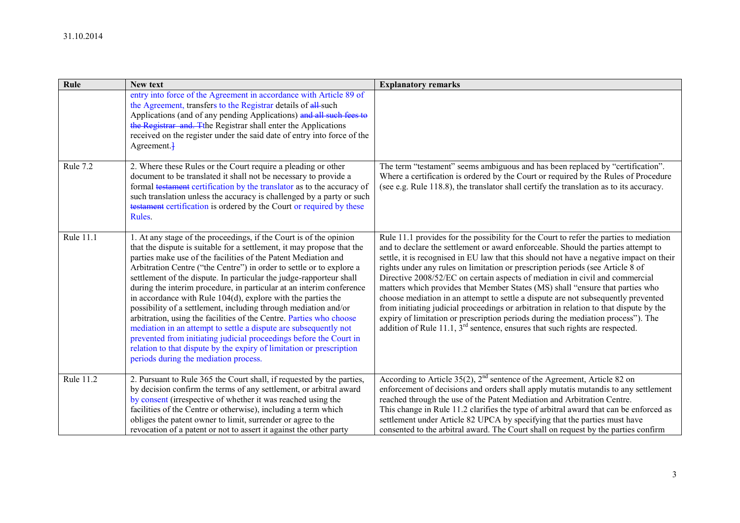| Rule | New text | Explanatory remarks |
|---|---|---|
| | entry into force of the Agreement in accordance with Article 89 of the Agreement, transfers to the Registrar details of ~~all~~ such Applications (and of any pending Applications) ~~and all such fees to the Registrar and. T~~the Registrar shall enter the Applications received on the register under the said date of entry into force of the Agreement.~~]~~ | |
| Rule 7.2 | 2. Where these Rules or the Court require a pleading or other document to be translated it shall not be necessary to provide a formal ~~testament~~ certification by the translator as to the accuracy of such translation unless the accuracy is challenged by a party or such ~~testament~~ certification is ordered by the Court or required by these Rules. | The term "testament" seems ambiguous and has been replaced by "certification". Where a certification is ordered by the Court or required by the Rules of Procedure (see e.g. Rule 118.8), the translator shall certify the translation as to its accuracy. |
| Rule 11.1 | 1. At any stage of the proceedings, if the Court is of the opinion that the dispute is suitable for a settlement, it may propose that the parties make use of the facilities of the Patent Mediation and Arbitration Centre ("the Centre") in order to settle or to explore a settlement of the dispute. In particular the judge-rapporteur shall during the interim procedure, in particular at an interim conference in accordance with Rule 104(d), explore with the parties the possibility of a settlement, including through mediation and/or arbitration, using the facilities of the Centre. Parties who choose mediation in an attempt to settle a dispute are subsequently not prevented from initiating judicial proceedings before the Court in relation to that dispute by the expiry of limitation or prescription periods during the mediation process. | Rule 11.1 provides for the possibility for the Court to refer the parties to mediation and to declare the settlement or award enforceable. Should the parties attempt to settle, it is recognised in EU law that this should not have a negative impact on their rights under any rules on limitation or prescription periods (see Article 8 of Directive 2008/52/EC on certain aspects of mediation in civil and commercial matters which provides that Member States (MS) shall "ensure that parties who choose mediation in an attempt to settle a dispute are not subsequently prevented from initiating judicial proceedings or arbitration in relation to that dispute by the expiry of limitation or prescription periods during the mediation process"). The addition of Rule 11.1, 3rd sentence, ensures that such rights are respected. |
| Rule 11.2 | 2. Pursuant to Rule 365 the Court shall, if requested by the parties, by decision confirm the terms of any settlement, or arbitral award by consent (irrespective of whether it was reached using the facilities of the Centre or otherwise), including a term which obliges the patent owner to limit, surrender or agree to the revocation of a patent or not to assert it against the other party | According to Article 35(2), 2nd sentence of the Agreement, Article 82 on enforcement of decisions and orders shall apply mutatis mutandis to any settlement reached through the use of the Patent Mediation and Arbitration Centre.<br>This change in Rule 11.2 clarifies the type of arbitral award that can be enforced as settlement under Article 82 UPCA by specifying that the parties must have consented to the arbitral award. The Court shall on request by the parties confirm |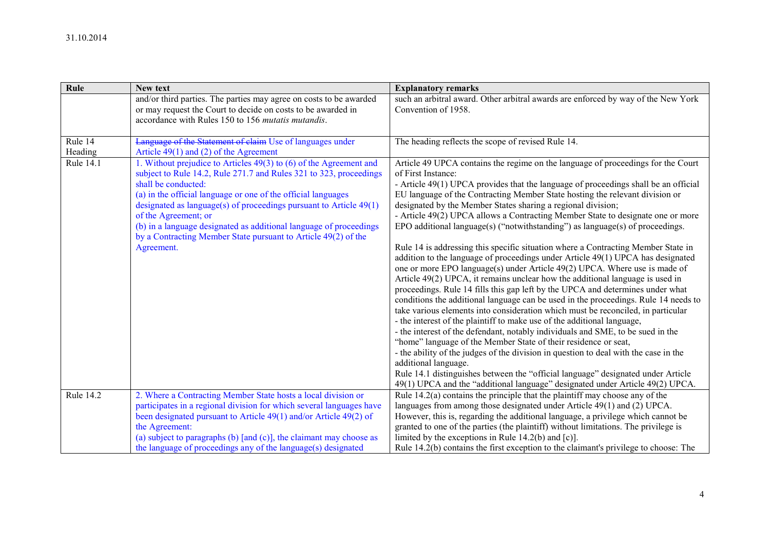| Rule | New text | Explanatory remarks |
| --- | --- | --- |
| | and/or third parties. The parties may agree on costs to be awarded or may request the Court to decide on costs to be awarded in accordance with Rules 150 to 156 *mutatis mutandis*. | such an arbitral award. Other arbitral awards are enforced by way of the New York Convention of 1958. |
| Rule 14 Heading | ~~Language of the Statement of claim~~ Use of languages under Article 49(1) and (2) of the Agreement | The heading reflects the scope of revised Rule 14. |
| Rule 14.1 | 1. Without prejudice to Articles 49(3) to (6) of the Agreement and subject to Rule 14.2, Rule 271.7 and Rules 321 to 323, proceedings shall be conducted:<br>(a) in the official language or one of the official languages designated as language(s) of proceedings pursuant to Article 49(1) of the Agreement; or<br>(b) in a language designated as additional language of proceedings by a Contracting Member State pursuant to Article 49(2) of the Agreement. | Article 49 UPCA contains the regime on the language of proceedings for the Court of First Instance:<br>- Article 49(1) UPCA provides that the language of proceedings shall be an official EU language of the Contracting Member State hosting the relevant division or designated by the Member States sharing a regional division;<br>- Article 49(2) UPCA allows a Contracting Member State to designate one or more EPO additional language(s) ("notwithstanding") as language(s) of proceedings.<br><br>Rule 14 is addressing this specific situation where a Contracting Member State in addition to the language of proceedings under Article 49(1) UPCA has designated one or more EPO language(s) under Article 49(2) UPCA. Where use is made of Article 49(2) UPCA, it remains unclear how the additional language is used in proceedings. Rule 14 fills this gap left by the UPCA and determines under what conditions the additional language can be used in the proceedings. Rule 14 needs to take various elements into consideration which must be reconciled, in particular<br>- the interest of the plaintiff to make use of the additional language,<br>- the interest of the defendant, notably individuals and SME, to be sued in the "home" language of the Member State of their residence or seat,<br>- the ability of the judges of the division in question to deal with the case in the additional language.<br>Rule 14.1 distinguishes between the "official language" designated under Article 49(1) UPCA and the "additional language" designated under Article 49(2) UPCA. |
| Rule 14.2 | 2. Where a Contracting Member State hosts a local division or participates in a regional division for which several languages have been designated pursuant to Article 49(1) and/or Article 49(2) of the Agreement:<br>(a) subject to paragraphs (b) [and (c)], the claimant may choose as the language of proceedings any of the language(s) designated | Rule 14.2(a) contains the principle that the plaintiff may choose any of the languages from among those designated under Article 49(1) and (2) UPCA. However, this is, regarding the additional language, a privilege which cannot be granted to one of the parties (the plaintiff) without limitations. The privilege is limited by the exceptions in Rule 14.2(b) and [c)].<br>Rule 14.2(b) contains the first exception to the claimant's privilege to choose: The |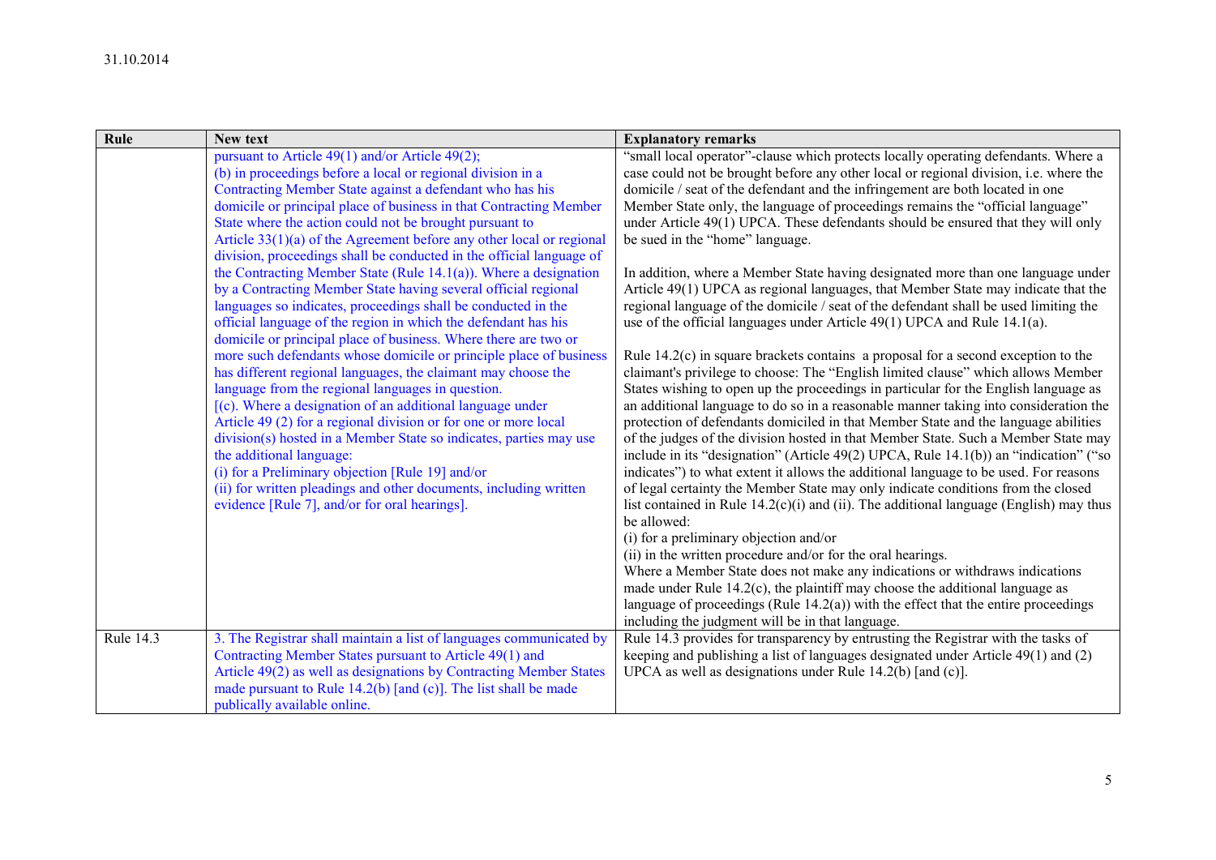| Rule | New text | Explanatory remarks |
|---|---|---|
| | pursuant to Article 49(1) and/or Article 49(2);<br>(b) in proceedings before a local or regional division in a Contracting Member State against a defendant who has his domicile or principal place of business in that Contracting Member State where the action could not be brought pursuant to Article 33(1)(a) of the Agreement before any other local or regional division, proceedings shall be conducted in the official language of the Contracting Member State (Rule 14.1(a)). Where a designation by a Contracting Member State having several official regional languages so indicates, proceedings shall be conducted in the official language of the region in which the defendant has his domicile or principal place of business. Where there are two or more such defendants whose domicile or principle place of business has different regional languages, the claimant may choose the language from the regional languages in question.<br>[(c). Where a designation of an additional language under Article 49 (2) for a regional division or for one or more local division(s) hosted in a Member State so indicates, parties may use the additional language:<br>(i) for a Preliminary objection [Rule 19] and/or<br>(ii) for written pleadings and other documents, including written evidence [Rule 7], and/or for oral hearings]. | "small local operator"-clause which protects locally operating defendants. Where a case could not be brought before any other local or regional division, i.e. where the domicile / seat of the defendant and the infringement are both located in one Member State only, the language of proceedings remains the "official language" under Article 49(1) UPCA. These defendants should be ensured that they will only be sued in the "home" language.<br><br>In addition, where a Member State having designated more than one language under Article 49(1) UPCA as regional languages, that Member State may indicate that the regional language of the domicile / seat of the defendant shall be used limiting the use of the official languages under Article 49(1) UPCA and Rule 14.1(a).<br><br>Rule 14.2(c) in square brackets contains a proposal for a second exception to the claimant's privilege to choose: The "English limited clause" which allows Member States wishing to open up the proceedings in particular for the English language as an additional language to do so in a reasonable manner taking into consideration the protection of defendants domiciled in that Member State and the language abilities of the judges of the division hosted in that Member State. Such a Member State may include in its "designation" (Article 49(2) UPCA, Rule 14.1(b)) an "indication" ("so indicates") to what extent it allows the additional language to be used. For reasons of legal certainty the Member State may only indicate conditions from the closed list contained in Rule 14.2(c)(i) and (ii). The additional language (English) may thus be allowed:<br>(i) for a preliminary objection and/or<br>(ii) in the written procedure and/or for the oral hearings.<br>Where a Member State does not make any indications or withdraws indications made under Rule 14.2(c), the plaintiff may choose the additional language as language of proceedings (Rule 14.2(a)) with the effect that the entire proceedings including the judgment will be in that language. |
| Rule 14.3 | 3. The Registrar shall maintain a list of languages communicated by Contracting Member States pursuant to Article 49(1) and Article 49(2) as well as designations by Contracting Member States made pursuant to Rule 14.2(b) [and (c)]. The list shall be made publically available online. | Rule 14.3 provides for transparency by entrusting the Registrar with the tasks of keeping and publishing a list of languages designated under Article 49(1) and (2) UPCA as well as designations under Rule 14.2(b) [and (c)]. |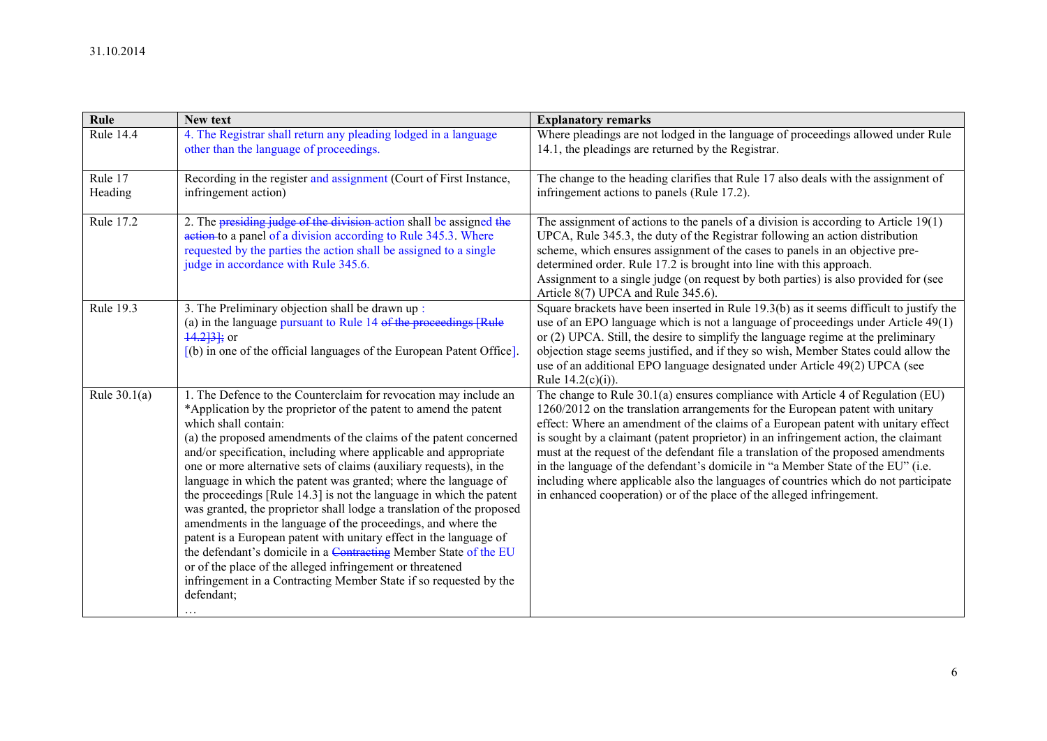31.10.2014

| Rule | New text | Explanatory remarks |
| --- | --- | --- |
| Rule 14.4 | 4. The Registrar shall return any pleading lodged in a language other than the language of proceedings. | Where pleadings are not lodged in the language of proceedings allowed under Rule 14.1, the pleadings are returned by the Registrar. |
| Rule 17 Heading | Recording in the register and assignment (Court of First Instance, infringement action) | The change to the heading clarifies that Rule 17 also deals with the assignment of infringement actions to panels (Rule 17.2). |
| Rule 17.2 | 2. The ~~presiding judge of the division~~ action shall be assigned ~~the action~~ to a panel of a division according to Rule 345.3. Where requested by the parties the action shall be assigned to a single judge in accordance with Rule 345.6. | The assignment of actions to the panels of a division is according to Article 19(1) UPCA, Rule 345.3, the duty of the Registrar following an action distribution scheme, which ensures assignment of the cases to panels in an objective pre-determined order. Rule 17.2 is brought into line with this approach. Assignment to a single judge (on request by both parties) is also provided for (see Article 8(7) UPCA and Rule 345.6). |
| Rule 19.3 | 3. The Preliminary objection shall be drawn up : (a) in the language pursuant to Rule 14 ~~of the proceedings [Rule 14.2]3];~~ or [(b) in one of the official languages of the European Patent Office]. | Square brackets have been inserted in Rule 19.3(b) as it seems difficult to justify the use of an EPO language which is not a language of proceedings under Article 49(1) or (2) UPCA. Still, the desire to simplify the language regime at the preliminary objection stage seems justified, and if they so wish, Member States could allow the use of an additional EPO language designated under Article 49(2) UPCA (see Rule 14.2(c)(i)). |
| Rule 30.1(a) | 1. The Defence to the Counterclaim for revocation may include an *Application by the proprietor of the patent to amend the patent which shall contain: (a) the proposed amendments of the claims of the patent concerned and/or specification, including where applicable and appropriate one or more alternative sets of claims (auxiliary requests), in the language in which the patent was granted; where the language of the proceedings [Rule 14.3] is not the language in which the patent was granted, the proprietor shall lodge a translation of the proposed amendments in the language of the proceedings, and where the patent is a European patent with unitary effect in the language of the defendant's domicile in a ~~Contracting~~ Member State of the EU or of the place of the alleged infringement or threatened infringement in a Contracting Member State if so requested by the defendant; … | The change to Rule 30.1(a) ensures compliance with Article 4 of Regulation (EU) 1260/2012 on the translation arrangements for the European patent with unitary effect: Where an amendment of the claims of a European patent with unitary effect is sought by a claimant (patent proprietor) in an infringement action, the claimant must at the request of the defendant file a translation of the proposed amendments in the language of the defendant's domicile in "a Member State of the EU" (i.e. including where applicable also the languages of countries which do not participate in enhanced cooperation) or of the place of the alleged infringement. |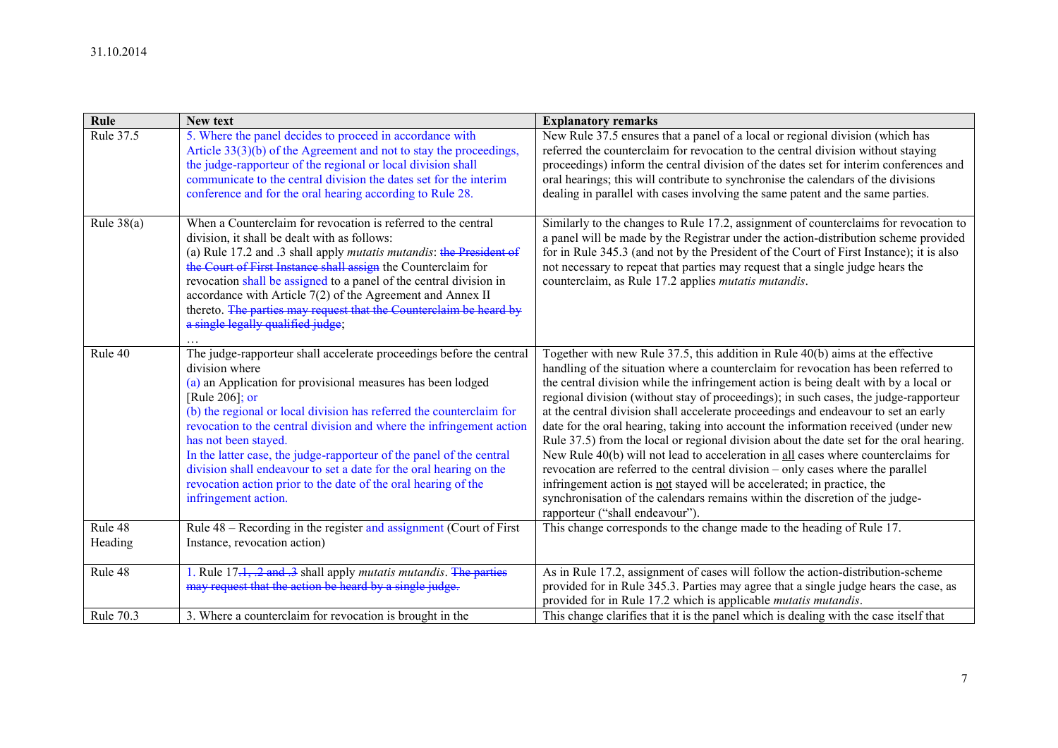31.10.2014

| Rule | New text | Explanatory remarks |
|---|---|---|
| Rule 37.5 | 5. Where the panel decides to proceed in accordance with Article 33(3)(b) of the Agreement and not to stay the proceedings, the judge-rapporteur of the regional or local division shall communicate to the central division the dates set for the interim conference and for the oral hearing according to Rule 28. | New Rule 37.5 ensures that a panel of a local or regional division (which has referred the counterclaim for revocation to the central division without staying proceedings) inform the central division of the dates set for interim conferences and oral hearings; this will contribute to synchronise the calendars of the divisions dealing in parallel with cases involving the same patent and the same parties. |
| Rule 38(a) | When a Counterclaim for revocation is referred to the central division, it shall be dealt with as follows:<br>(a) Rule 17.2 and .3 shall apply *mutatis mutandis*: ~~the President of the Court of First Instance shall assign~~ the Counterclaim for revocation shall be assigned to a panel of the central division in accordance with Article 7(2) of the Agreement and Annex II thereto. ~~The parties may request that the Counterclaim be heard by a single legally qualified judge~~;<br>… | Similarly to the changes to Rule 17.2, assignment of counterclaims for revocation to a panel will be made by the Registrar under the action-distribution scheme provided for in Rule 345.3 (and not by the President of the Court of First Instance); it is also not necessary to repeat that parties may request that a single judge hears the counterclaim, as Rule 17.2 applies *mutatis mutandis*. |
| Rule 40 | The judge-rapporteur shall accelerate proceedings before the central division where<br>(a) an Application for provisional measures has been lodged [Rule 206]; or<br>(b) the regional or local division has referred the counterclaim for revocation to the central division and where the infringement action has not been stayed.<br>In the latter case, the judge-rapporteur of the panel of the central division shall endeavour to set a date for the oral hearing on the revocation action prior to the date of the oral hearing of the infringement action. | Together with new Rule 37.5, this addition in Rule 40(b) aims at the effective handling of the situation where a counterclaim for revocation has been referred to the central division while the infringement action is being dealt with by a local or regional division (without stay of proceedings); in such cases, the judge-rapporteur at the central division shall accelerate proceedings and endeavour to set an early date for the oral hearing, taking into account the information received (under new Rule 37.5) from the local or regional division about the date set for the oral hearing. New Rule 40(b) will not lead to acceleration in <u>all</u> cases where counterclaims for revocation are referred to the central division – only cases where the parallel infringement action is <u>not</u> stayed will be accelerated; in practice, the synchronisation of the calendars remains within the discretion of the judge-rapporteur ("shall endeavour"). |
| Rule 48 Heading | Rule 48 – Recording in the register and assignment (Court of First Instance, revocation action) | This change corresponds to the change made to the heading of Rule 17. |
| Rule 48 | 1. Rule 17~~.1, .2 and .3~~ shall apply *mutatis mutandis*. ~~The parties may request that the action be heard by a single judge.~~ | As in Rule 17.2, assignment of cases will follow the action-distribution-scheme provided for in Rule 345.3. Parties may agree that a single judge hears the case, as provided for in Rule 17.2 which is applicable *mutatis mutandis*. |
| Rule 70.3 | 3. Where a counterclaim for revocation is brought in the | This change clarifies that it is the panel which is dealing with the case itself that |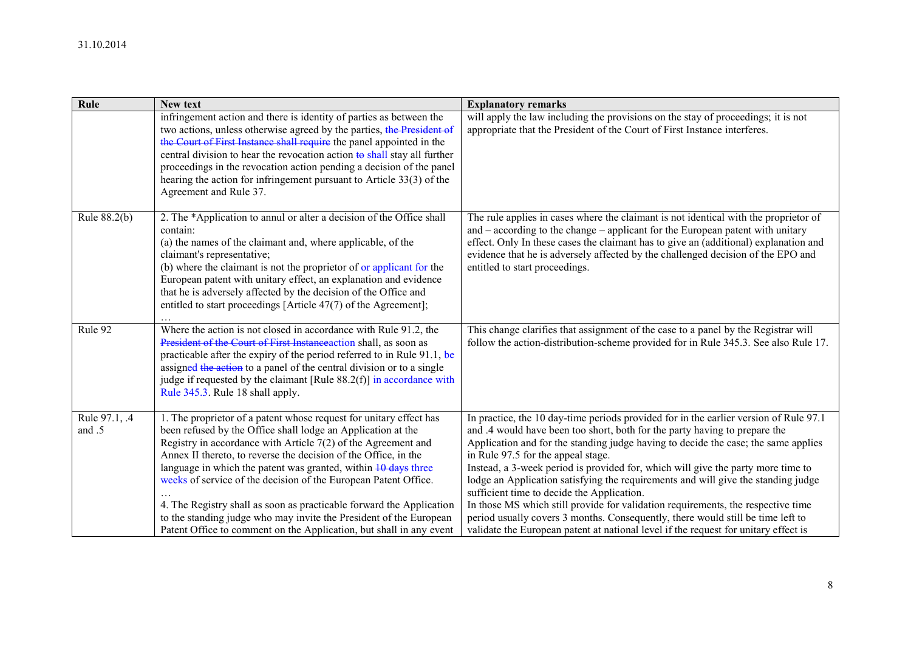| Rule | New text | Explanatory remarks |
|---|---|---|
| | infringement action and there is identity of parties as between the two actions, unless otherwise agreed by the parties, ~~the President of the Court of First Instance shall require~~ the panel appointed in the central division to hear the revocation action ~~to~~ shall stay all further proceedings in the revocation action pending a decision of the panel hearing the action for infringement pursuant to Article 33(3) of the Agreement and Rule 37. | will apply the law including the provisions on the stay of proceedings; it is not appropriate that the President of the Court of First Instance interferes. |
| Rule 88.2(b) | 2. The *Application to annul or alter a decision of the Office shall contain:<br>(a) the names of the claimant and, where applicable, of the claimant's representative;<br>(b) where the claimant is not the proprietor of or applicant for the European patent with unitary effect, an explanation and evidence that he is adversely affected by the decision of the Office and entitled to start proceedings [Article 47(7) of the Agreement];<br>… | The rule applies in cases where the claimant is not identical with the proprietor of and – according to the change – applicant for the European patent with unitary effect. Only In these cases the claimant has to give an (additional) explanation and evidence that he is adversely affected by the challenged decision of the EPO and entitled to start proceedings. |
| Rule 92 | Where the action is not closed in accordance with Rule 91.2, the ~~President of the Court of First Instance~~action shall, as soon as practicable after the expiry of the period referred to in Rule 91.1, be assigned ~~the action~~ to a panel of the central division or to a single judge if requested by the claimant [Rule 88.2(f)] in accordance with Rule 345.3. Rule 18 shall apply. | This change clarifies that assignment of the case to a panel by the Registrar will follow the action-distribution-scheme provided for in Rule 345.3. See also Rule 17. |
| Rule 97.1, .4 and .5 | 1. The proprietor of a patent whose request for unitary effect has been refused by the Office shall lodge an Application at the Registry in accordance with Article 7(2) of the Agreement and Annex II thereto, to reverse the decision of the Office, in the language in which the patent was granted, within ~~10 days~~ three weeks of service of the decision of the European Patent Office.<br>…<br>4. The Registry shall as soon as practicable forward the Application to the standing judge who may invite the President of the European Patent Office to comment on the Application, but shall in any event | In practice, the 10 day-time periods provided for in the earlier version of Rule 97.1 and .4 would have been too short, both for the party having to prepare the Application and for the standing judge having to decide the case; the same applies in Rule 97.5 for the appeal stage.<br>Instead, a 3-week period is provided for, which will give the party more time to lodge an Application satisfying the requirements and will give the standing judge sufficient time to decide the Application.<br>In those MS which still provide for validation requirements, the respective time period usually covers 3 months. Consequently, there would still be time left to validate the European patent at national level if the request for unitary effect is |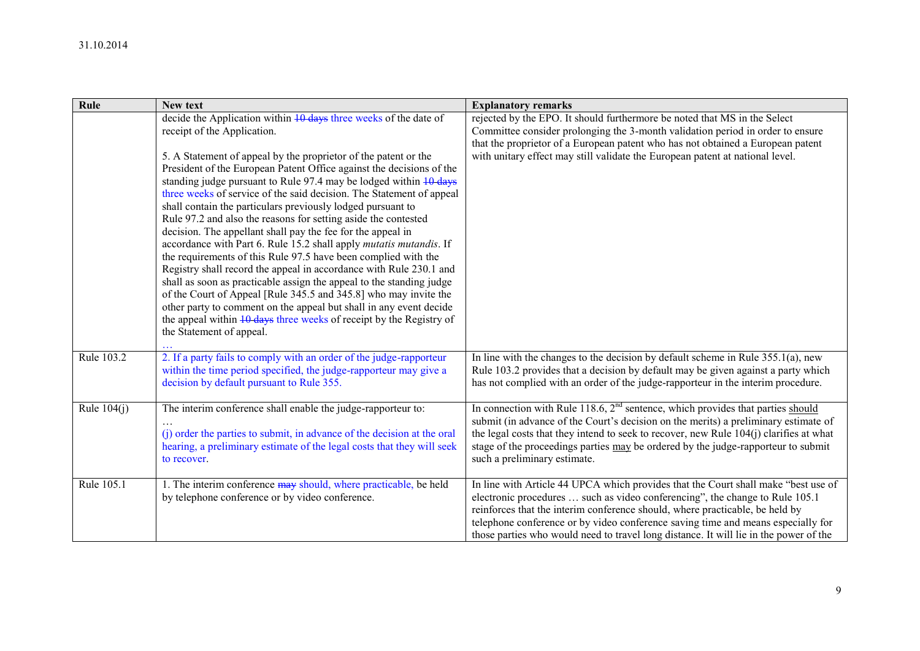31.10.2014

| Rule | New text | Explanatory remarks |
|---|---|---|
| | decide the Application within ~~10 days~~ three weeks of the date of receipt of the Application.<br><br>5. A Statement of appeal by the proprietor of the patent or the President of the European Patent Office against the decisions of the standing judge pursuant to Rule 97.4 may be lodged within ~~10 days~~ three weeks of service of the said decision. The Statement of appeal shall contain the particulars previously lodged pursuant to Rule 97.2 and also the reasons for setting aside the contested decision. The appellant shall pay the fee for the appeal in accordance with Part 6. Rule 15.2 shall apply *mutatis mutandis*. If the requirements of this Rule 97.5 have been complied with the Registry shall record the appeal in accordance with Rule 230.1 and shall as soon as practicable assign the appeal to the standing judge of the Court of Appeal [Rule 345.5 and 345.8] who may invite the other party to comment on the appeal but shall in any event decide the appeal within ~~10 days~~ three weeks of receipt by the Registry of the Statement of appeal.<br>… | rejected by the EPO. It should furthermore be noted that MS in the Select Committee consider prolonging the 3-month validation period in order to ensure that the proprietor of a European patent who has not obtained a European patent with unitary effect may still validate the European patent at national level. |
| Rule 103.2 | 2. If a party fails to comply with an order of the judge-rapporteur within the time period specified, the judge-rapporteur may give a decision by default pursuant to Rule 355. | In line with the changes to the decision by default scheme in Rule 355.1(a), new Rule 103.2 provides that a decision by default may be given against a party which has not complied with an order of the judge-rapporteur in the interim procedure. |
| Rule 104(j) | The interim conference shall enable the judge-rapporteur to:<br>…<br>(j) order the parties to submit, in advance of the decision at the oral hearing, a preliminary estimate of the legal costs that they will seek to recover. | In connection with Rule 118.6, 2nd sentence, which provides that parties <u>should</u> submit (in advance of the Court's decision on the merits) a preliminary estimate of the legal costs that they intend to seek to recover, new Rule 104(j) clarifies at what stage of the proceedings parties <u>may</u> be ordered by the judge-rapporteur to submit such a preliminary estimate. |
| Rule 105.1 | 1. The interim conference ~~may~~ should, where practicable, be held by telephone conference or by video conference. | In line with Article 44 UPCA which provides that the Court shall make "best use of electronic procedures … such as video conferencing", the change to Rule 105.1 reinforces that the interim conference should, where practicable, be held by telephone conference or by video conference saving time and means especially for those parties who would need to travel long distance. It will lie in the power of the |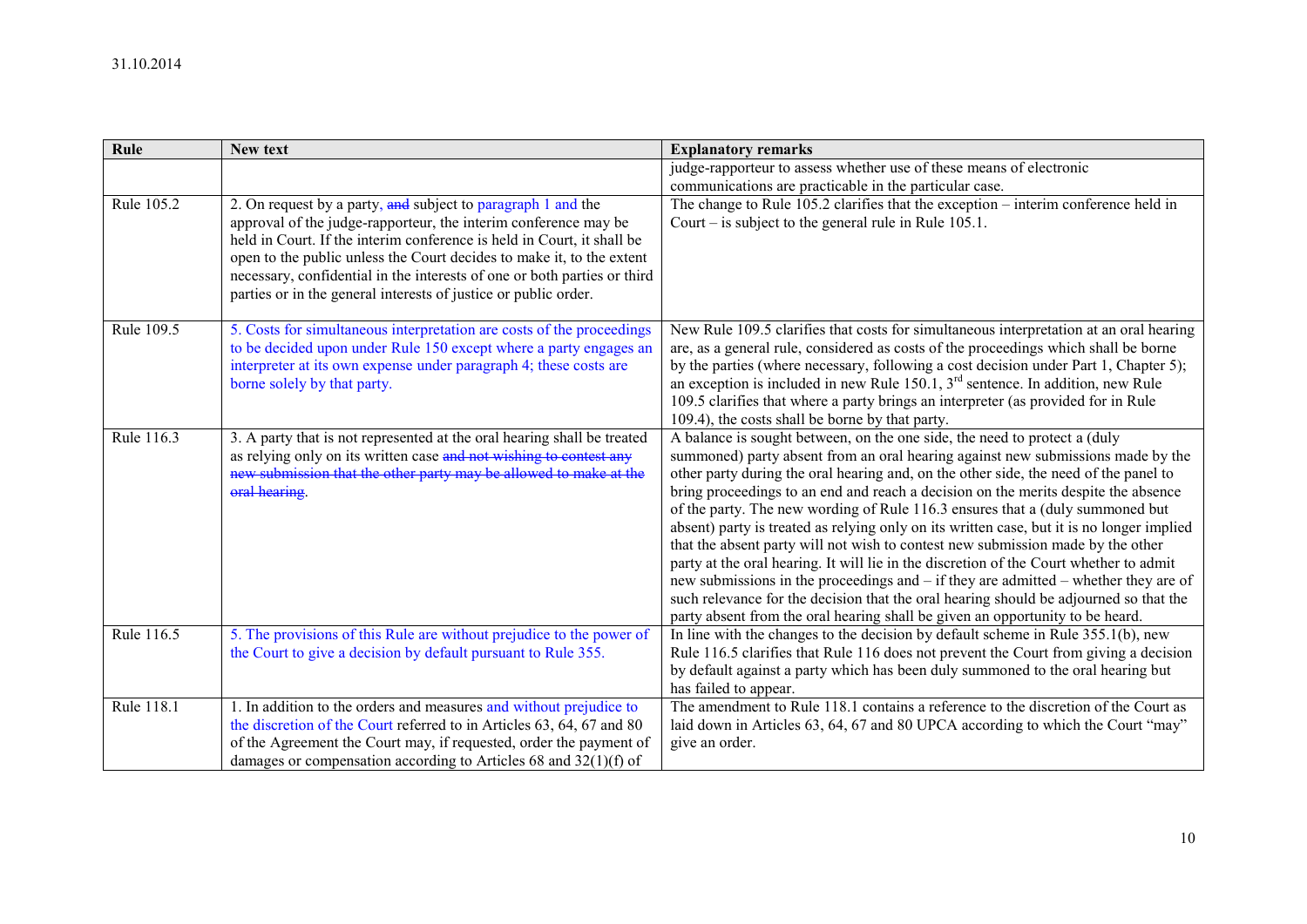| Rule | New text | Explanatory remarks |
|---|---|---|
| | | judge-rapporteur to assess whether use of these means of electronic communications are practicable in the particular case. |
| Rule 105.2 | 2. On request by a party, ~~and~~ subject to paragraph 1 and the approval of the judge-rapporteur, the interim conference may be held in Court. If the interim conference is held in Court, it shall be open to the public unless the Court decides to make it, to the extent necessary, confidential in the interests of one or both parties or third parties or in the general interests of justice or public order. | The change to Rule 105.2 clarifies that the exception – interim conference held in Court – is subject to the general rule in Rule 105.1. |
| Rule 109.5 | 5. Costs for simultaneous interpretation are costs of the proceedings to be decided upon under Rule 150 except where a party engages an interpreter at its own expense under paragraph 4; these costs are borne solely by that party. | New Rule 109.5 clarifies that costs for simultaneous interpretation at an oral hearing are, as a general rule, considered as costs of the proceedings which shall be borne by the parties (where necessary, following a cost decision under Part 1, Chapter 5); an exception is included in new Rule 150.1, 3rd sentence. In addition, new Rule 109.5 clarifies that where a party brings an interpreter (as provided for in Rule 109.4), the costs shall be borne by that party. |
| Rule 116.3 | 3. A party that is not represented at the oral hearing shall be treated as relying only on its written case ~~and not wishing to contest any new submission that the other party may be allowed to make at the oral hearing~~. | A balance is sought between, on the one side, the need to protect a (duly summoned) party absent from an oral hearing against new submissions made by the other party during the oral hearing and, on the other side, the need of the panel to bring proceedings to an end and reach a decision on the merits despite the absence of the party. The new wording of Rule 116.3 ensures that a (duly summoned but absent) party is treated as relying only on its written case, but it is no longer implied that the absent party will not wish to contest new submission made by the other party at the oral hearing. It will lie in the discretion of the Court whether to admit new submissions in the proceedings and – if they are admitted – whether they are of such relevance for the decision that the oral hearing should be adjourned so that the party absent from the oral hearing shall be given an opportunity to be heard. |
| Rule 116.5 | 5. The provisions of this Rule are without prejudice to the power of the Court to give a decision by default pursuant to Rule 355. | In line with the changes to the decision by default scheme in Rule 355.1(b), new Rule 116.5 clarifies that Rule 116 does not prevent the Court from giving a decision by default against a party which has been duly summoned to the oral hearing but has failed to appear. |
| Rule 118.1 | 1. In addition to the orders and measures and without prejudice to the discretion of the Court referred to in Articles 63, 64, 67 and 80 of the Agreement the Court may, if requested, order the payment of damages or compensation according to Articles 68 and 32(1)(f) of | The amendment to Rule 118.1 contains a reference to the discretion of the Court as laid down in Articles 63, 64, 67 and 80 UPCA according to which the Court "may" give an order. |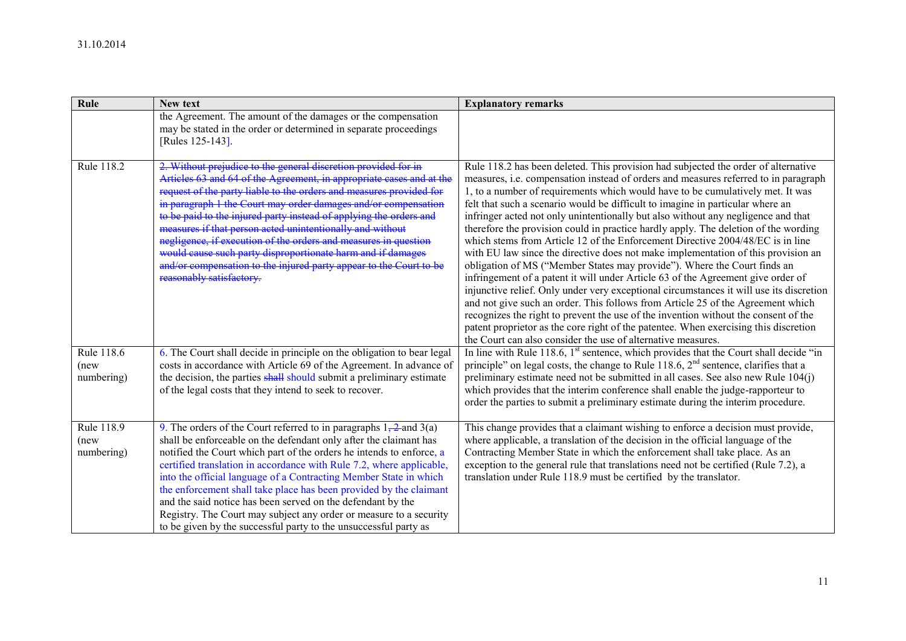| Rule | New text | Explanatory remarks |
| --- | --- | --- |
| | the Agreement. The amount of the damages or the compensation may be stated in the order or determined in separate proceedings [Rules 125-143]. | |
| Rule 118.2 | ~~2. Without prejudice to the general discretion provided for in Articles 63 and 64 of the Agreement, in appropriate cases and at the request of the party liable to the orders and measures provided for in paragraph 1 the Court may order damages and/or compensation to be paid to the injured party instead of applying the orders and measures if that person acted unintentionally and without negligence, if execution of the orders and measures in question would cause such party disproportionate harm and if damages and/or compensation to the injured party appear to the Court to be reasonably satisfactory.~~ | Rule 118.2 has been deleted. This provision had subjected the order of alternative measures, i.e. compensation instead of orders and measures referred to in paragraph 1, to a number of requirements which would have to be cumulatively met. It was felt that such a scenario would be difficult to imagine in particular where an infringer acted not only unintentionally but also without any negligence and that therefore the provision could in practice hardly apply. The deletion of the wording which stems from Article 12 of the Enforcement Directive 2004/48/EC is in line with EU law since the directive does not make implementation of this provision an obligation of MS ("Member States may provide"). Where the Court finds an infringement of a patent it will under Article 63 of the Agreement give order of injunctive relief. Only under very exceptional circumstances it will use its discretion and not give such an order. This follows from Article 25 of the Agreement which recognizes the right to prevent the use of the invention without the consent of the patent proprietor as the core right of the patentee. When exercising this discretion the Court can also consider the use of alternative measures. |
| Rule 118.6 (new numbering) | 6. The Court shall decide in principle on the obligation to bear legal costs in accordance with Article 69 of the Agreement. In advance of the decision, the parties ~~shall~~ should submit a preliminary estimate of the legal costs that they intend to seek to recover. | In line with Rule 118.6, 1st sentence, which provides that the Court shall decide "in principle" on legal costs, the change to Rule 118.6, 2nd sentence, clarifies that a preliminary estimate need not be submitted in all cases. See also new Rule 104(j) which provides that the interim conference shall enable the judge-rapporteur to order the parties to submit a preliminary estimate during the interim procedure. |
| Rule 118.9 (new numbering) | 9. The orders of the Court referred to in paragraphs 1~~, 2~~ and 3(a) shall be enforceable on the defendant only after the claimant has notified the Court which part of the orders he intends to enforce, a certified translation in accordance with Rule 7.2, where applicable, into the official language of a Contracting Member State in which the enforcement shall take place has been provided by the claimant and the said notice has been served on the defendant by the Registry. The Court may subject any order or measure to a security to be given by the successful party to the unsuccessful party as | This change provides that a claimant wishing to enforce a decision must provide, where applicable, a translation of the decision in the official language of the Contracting Member State in which the enforcement shall take place. As an exception to the general rule that translations need not be certified (Rule 7.2), a translation under Rule 118.9 must be certified by the translator. |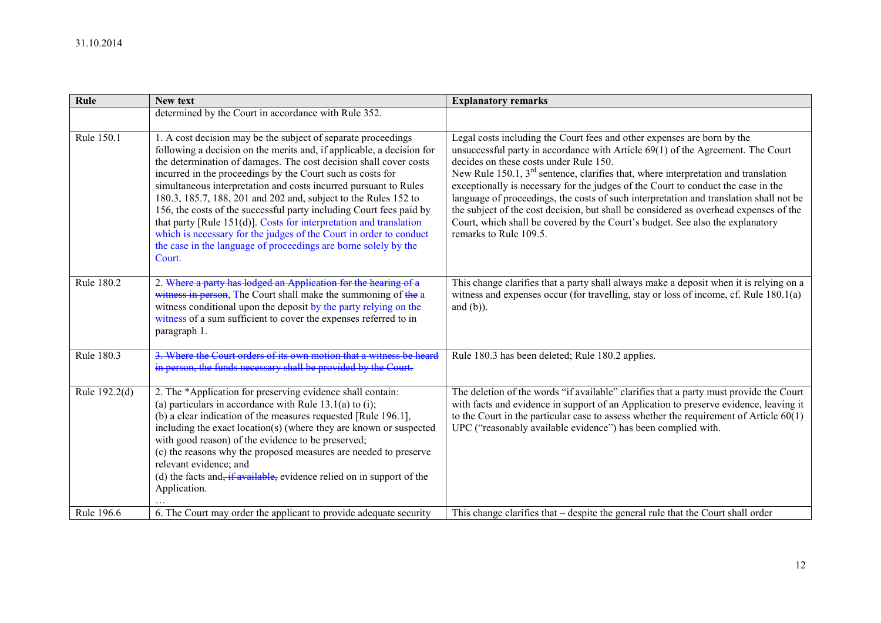| Rule | New text | Explanatory remarks |
|---|---|---|
| | determined by the Court in accordance with Rule 352. | |
| Rule 150.1 | 1. A cost decision may be the subject of separate proceedings following a decision on the merits and, if applicable, a decision for the determination of damages. The cost decision shall cover costs incurred in the proceedings by the Court such as costs for simultaneous interpretation and costs incurred pursuant to Rules 180.3, 185.7, 188, 201 and 202 and, subject to the Rules 152 to 156, the costs of the successful party including Court fees paid by that party [Rule 151(d)]. Costs for interpretation and translation which is necessary for the judges of the Court in order to conduct the case in the language of proceedings are borne solely by the Court. | Legal costs including the Court fees and other expenses are born by the unsuccessful party in accordance with Article 69(1) of the Agreement. The Court decides on these costs under Rule 150. New Rule 150.1, 3rd sentence, clarifies that, where interpretation and translation exceptionally is necessary for the judges of the Court to conduct the case in the language of proceedings, the costs of such interpretation and translation shall not be the subject of the cost decision, but shall be considered as overhead expenses of the Court, which shall be covered by the Court's budget. See also the explanatory remarks to Rule 109.5. |
| Rule 180.2 | 2. ~~Where a party has lodged an Application for the hearing of a witness in person,~~ The Court shall make the summoning of ~~the~~ a witness conditional upon the deposit by the party relying on the witness of a sum sufficient to cover the expenses referred to in paragraph 1. | This change clarifies that a party shall always make a deposit when it is relying on a witness and expenses occur (for travelling, stay or loss of income, cf. Rule 180.1(a) and (b)). |
| Rule 180.3 | ~~3. Where the Court orders of its own motion that a witness be heard in person, the funds necessary shall be provided by the Court.~~ | Rule 180.3 has been deleted; Rule 180.2 applies. |
| Rule 192.2(d) | 2. The *Application for preserving evidence shall contain:<br>(a) particulars in accordance with Rule 13.1(a) to (i);<br>(b) a clear indication of the measures requested [Rule 196.1], including the exact location(s) (where they are known or suspected with good reason) of the evidence to be preserved;<br>(c) the reasons why the proposed measures are needed to preserve relevant evidence; and<br>(d) the facts and~~, if available,~~ evidence relied on in support of the Application.<br>… | The deletion of the words "if available" clarifies that a party must provide the Court with facts and evidence in support of an Application to preserve evidence, leaving it to the Court in the particular case to assess whether the requirement of Article 60(1) UPC ("reasonably available evidence") has been complied with. |
| Rule 196.6 | 6. The Court may order the applicant to provide adequate security | This change clarifies that – despite the general rule that the Court shall order |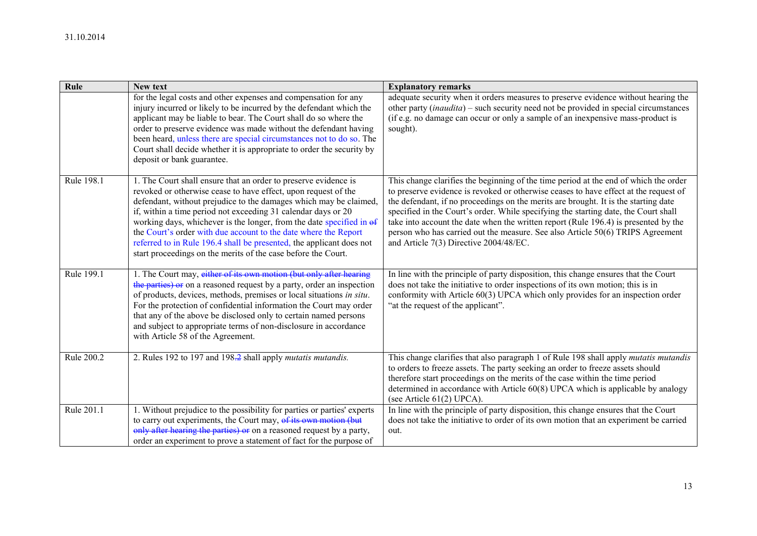| Rule | New text | Explanatory remarks |
|---|---|---|
| | for the legal costs and other expenses and compensation for any injury incurred or likely to be incurred by the defendant which the applicant may be liable to bear. The Court shall do so where the order to preserve evidence was made without the defendant having been heard, unless there are special circumstances not to do so. The Court shall decide whether it is appropriate to order the security by deposit or bank guarantee. | adequate security when it orders measures to preserve evidence without hearing the other party (*inaudita*) – such security need not be provided in special circumstances (if e.g. no damage can occur or only a sample of an inexpensive mass-product is sought). |
| Rule 198.1 | 1. The Court shall ensure that an order to preserve evidence is revoked or otherwise cease to have effect, upon request of the defendant, without prejudice to the damages which may be claimed, if, within a time period not exceeding 31 calendar days or 20 working days, whichever is the longer, from the date specified in ~~of~~ the Court's order with due account to the date where the Report referred to in Rule 196.4 shall be presented, the applicant does not start proceedings on the merits of the case before the Court. | This change clarifies the beginning of the time period at the end of which the order to preserve evidence is revoked or otherwise ceases to have effect at the request of the defendant, if no proceedings on the merits are brought. It is the starting date specified in the Court's order. While specifying the starting date, the Court shall take into account the date when the written report (Rule 196.4) is presented by the person who has carried out the measure. See also Article 50(6) TRIPS Agreement and Article 7(3) Directive 2004/48/EC. |
| Rule 199.1 | 1. The Court may, ~~either of its own motion (but only after hearing the parties) or~~ on a reasoned request by a party, order an inspection of products, devices, methods, premises or local situations *in situ*. For the protection of confidential information the Court may order that any of the above be disclosed only to certain named persons and subject to appropriate terms of non-disclosure in accordance with Article 58 of the Agreement. | In line with the principle of party disposition, this change ensures that the Court does not take the initiative to order inspections of its own motion; this is in conformity with Article 60(3) UPCA which only provides for an inspection order "at the request of the applicant". |
| Rule 200.2 | 2. Rules 192 to 197 and 198~~.2~~ shall apply *mutatis mutandis.* | This change clarifies that also paragraph 1 of Rule 198 shall apply *mutatis mutandis* to orders to freeze assets. The party seeking an order to freeze assets should therefore start proceedings on the merits of the case within the time period determined in accordance with Article 60(8) UPCA which is applicable by analogy (see Article 61(2) UPCA). |
| Rule 201.1 | 1. Without prejudice to the possibility for parties or parties' experts to carry out experiments, the Court may, ~~of its own motion (but only after hearing the parties) or~~ on a reasoned request by a party, order an experiment to prove a statement of fact for the purpose of | In line with the principle of party disposition, this change ensures that the Court does not take the initiative to order of its own motion that an experiment be carried out. |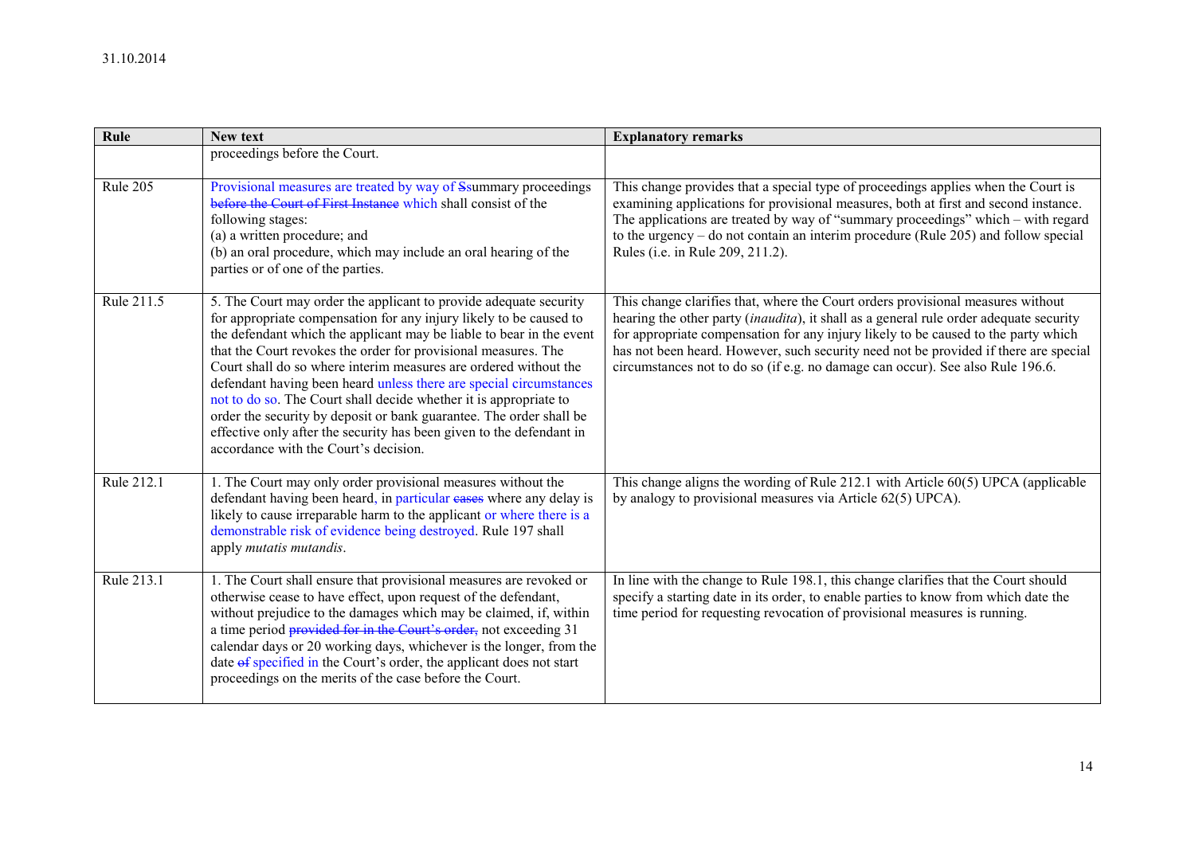| Rule | New text | Explanatory remarks |
|---|---|---|
| | proceedings before the Court. | |
| Rule 205 | Provisional measures are treated by way of ~~S~~summary proceedings ~~before the Court of First Instance~~ which shall consist of the following stages:<br>(a) a written procedure; and<br>(b) an oral procedure, which may include an oral hearing of the parties or of one of the parties. | This change provides that a special type of proceedings applies when the Court is examining applications for provisional measures, both at first and second instance. The applications are treated by way of "summary proceedings" which – with regard to the urgency – do not contain an interim procedure (Rule 205) and follow special Rules (i.e. in Rule 209, 211.2). |
| Rule 211.5 | 5. The Court may order the applicant to provide adequate security for appropriate compensation for any injury likely to be caused to the defendant which the applicant may be liable to bear in the event that the Court revokes the order for provisional measures. The Court shall do so where interim measures are ordered without the defendant having been heard unless there are special circumstances not to do so. The Court shall decide whether it is appropriate to order the security by deposit or bank guarantee. The order shall be effective only after the security has been given to the defendant in accordance with the Court's decision. | This change clarifies that, where the Court orders provisional measures without hearing the other party (*inaudita*), it shall as a general rule order adequate security for appropriate compensation for any injury likely to be caused to the party which has not been heard. However, such security need not be provided if there are special circumstances not to do so (if e.g. no damage can occur). See also Rule 196.6. |
| Rule 212.1 | 1. The Court may only order provisional measures without the defendant having been heard, in particular ~~cases~~ where any delay is likely to cause irreparable harm to the applicant or where there is a demonstrable risk of evidence being destroyed. Rule 197 shall apply *mutatis mutandis*. | This change aligns the wording of Rule 212.1 with Article 60(5) UPCA (applicable by analogy to provisional measures via Article 62(5) UPCA). |
| Rule 213.1 | 1. The Court shall ensure that provisional measures are revoked or otherwise cease to have effect, upon request of the defendant, without prejudice to the damages which may be claimed, if, within a time period ~~provided for in the Court's order,~~ not exceeding 31 calendar days or 20 working days, whichever is the longer, from the date ~~of~~ specified in the Court's order, the applicant does not start proceedings on the merits of the case before the Court. | In line with the change to Rule 198.1, this change clarifies that the Court should specify a starting date in its order, to enable parties to know from which date the time period for requesting revocation of provisional measures is running. |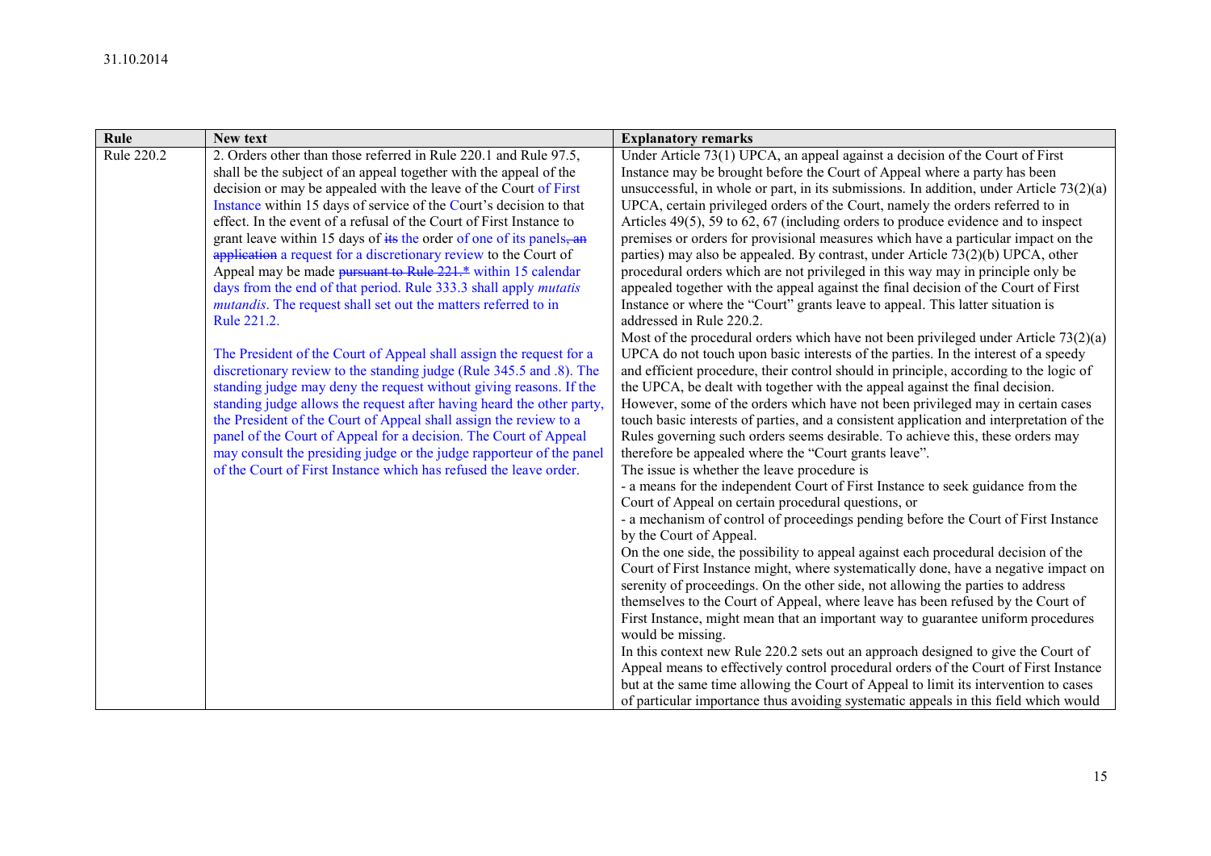31.10.2014

| Rule | New text | Explanatory remarks |
|---|---|---|
| Rule 220.2 | 2. Orders other than those referred in Rule 220.1 and Rule 97.5, shall be the subject of an appeal together with the appeal of the decision or may be appealed with the leave of the Court of First Instance within 15 days of service of the Court's decision to that effect. In the event of a refusal of the Court of First Instance to grant leave within 15 days of ~~its~~ the order of one of its panels~~, an application~~ a request for a discretionary review to the Court of Appeal may be made ~~pursuant to Rule 221.*~~ within 15 calendar days from the end of that period. Rule 333.3 shall apply *mutatis mutandis*. The request shall set out the matters referred to in Rule 221.2.<br><br>The President of the Court of Appeal shall assign the request for a discretionary review to the standing judge (Rule 345.5 and .8). The standing judge may deny the request without giving reasons. If the standing judge allows the request after having heard the other party, the President of the Court of Appeal shall assign the review to a panel of the Court of Appeal for a decision. The Court of Appeal may consult the presiding judge or the judge rapporteur of the panel of the Court of First Instance which has refused the leave order. | Under Article 73(1) UPCA, an appeal against a decision of the Court of First Instance may be brought before the Court of Appeal where a party has been unsuccessful, in whole or part, in its submissions. In addition, under Article 73(2)(a) UPCA, certain privileged orders of the Court, namely the orders referred to in Articles 49(5), 59 to 62, 67 (including orders to produce evidence and to inspect premises or orders for provisional measures which have a particular impact on the parties) may also be appealed. By contrast, under Article 73(2)(b) UPCA, other procedural orders which are not privileged in this way may in principle only be appealed together with the appeal against the final decision of the Court of First Instance or where the "Court" grants leave to appeal. This latter situation is addressed in Rule 220.2.<br>Most of the procedural orders which have not been privileged under Article 73(2)(a) UPCA do not touch upon basic interests of the parties. In the interest of a speedy and efficient procedure, their control should in principle, according to the logic of the UPCA, be dealt with together with the appeal against the final decision.<br>However, some of the orders which have not been privileged may in certain cases touch basic interests of parties, and a consistent application and interpretation of the Rules governing such orders seems desirable. To achieve this, these orders may therefore be appealed where the "Court grants leave".<br>The issue is whether the leave procedure is<br>- a means for the independent Court of First Instance to seek guidance from the Court of Appeal on certain procedural questions, or<br>- a mechanism of control of proceedings pending before the Court of First Instance by the Court of Appeal.<br>On the one side, the possibility to appeal against each procedural decision of the Court of First Instance might, where systematically done, have a negative impact on serenity of proceedings. On the other side, not allowing the parties to address themselves to the Court of Appeal, where leave has been refused by the Court of First Instance, might mean that an important way to guarantee uniform procedures would be missing.<br>In this context new Rule 220.2 sets out an approach designed to give the Court of Appeal means to effectively control procedural orders of the Court of First Instance but at the same time allowing the Court of Appeal to limit its intervention to cases of particular importance thus avoiding systematic appeals in this field which would |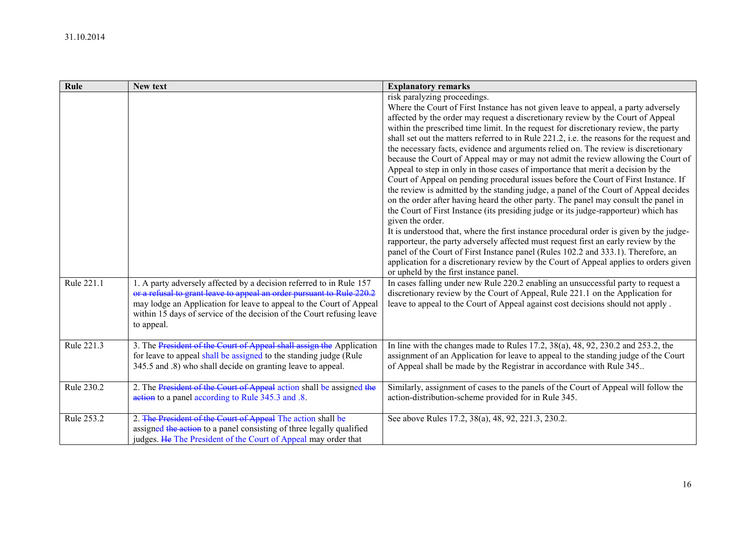| Rule | New text | Explanatory remarks |
|---|---|---|
| | | risk paralyzing proceedings.<br>Where the Court of First Instance has not given leave to appeal, a party adversely affected by the order may request a discretionary review by the Court of Appeal within the prescribed time limit. In the request for discretionary review, the party shall set out the matters referred to in Rule 221.2, i.e. the reasons for the request and the necessary facts, evidence and arguments relied on. The review is discretionary because the Court of Appeal may or may not admit the review allowing the Court of Appeal to step in only in those cases of importance that merit a decision by the Court of Appeal on pending procedural issues before the Court of First Instance. If the review is admitted by the standing judge, a panel of the Court of Appeal decides on the order after having heard the other party. The panel may consult the panel in the Court of First Instance (its presiding judge or its judge-rapporteur) which has given the order.<br>It is understood that, where the first instance procedural order is given by the judge-rapporteur, the party adversely affected must request first an early review by the panel of the Court of First Instance panel (Rules 102.2 and 333.1). Therefore, an application for a discretionary review by the Court of Appeal applies to orders given or upheld by the first instance panel. |
| Rule 221.1 | 1. A party adversely affected by a decision referred to in Rule 157 ~~or a refusal to grant leave to appeal an order pursuant to Rule 220.2~~ may lodge an Application for leave to appeal to the Court of Appeal within 15 days of service of the decision of the Court refusing leave to appeal. | In cases falling under new Rule 220.2 enabling an unsuccessful party to request a discretionary review by the Court of Appeal, Rule 221.1 on the Application for leave to appeal to the Court of Appeal against cost decisions should not apply . |
| Rule 221.3 | 3. The ~~President of the Court of Appeal shall assign the~~ Application for leave to appeal shall be assigned to the standing judge (Rule 345.5 and .8) who shall decide on granting leave to appeal. | In line with the changes made to Rules 17.2, 38(a), 48, 92, 230.2 and 253.2, the assignment of an Application for leave to appeal to the standing judge of the Court of Appeal shall be made by the Registrar in accordance with Rule 345.. |
| Rule 230.2 | 2. The ~~President of the Court of Appeal~~ action shall be assigned ~~the action~~ to a panel according to Rule 345.3 and .8. | Similarly, assignment of cases to the panels of the Court of Appeal will follow the action-distribution-scheme provided for in Rule 345. |
| Rule 253.2 | 2. ~~The President of the Court of Appeal~~ The action shall be assigned ~~the action~~ to a panel consisting of three legally qualified judges. ~~He~~ The President of the Court of Appeal may order that | See above Rules 17.2, 38(a), 48, 92, 221.3, 230.2. |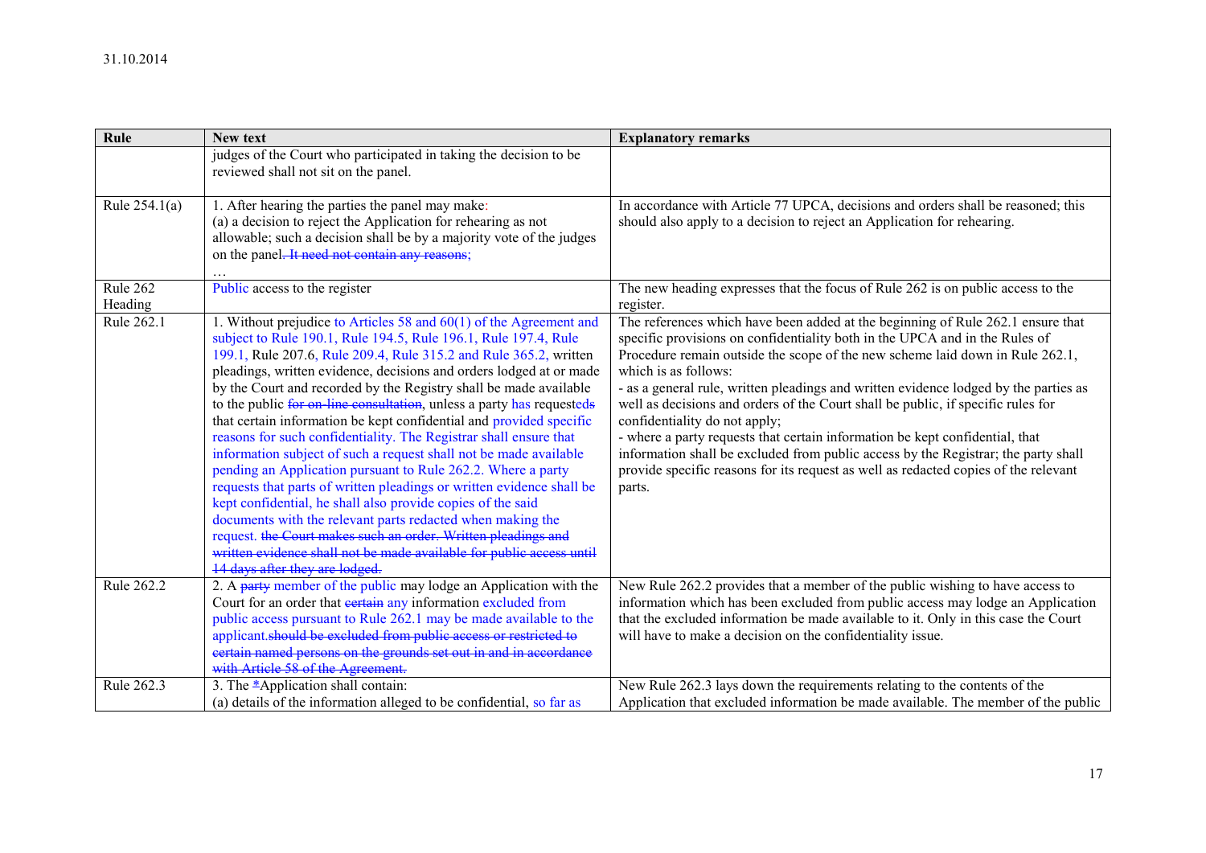31.10.2014

| Rule | New text | Explanatory remarks |
|---|---|---|
| | judges of the Court who participated in taking the decision to be reviewed shall not sit on the panel. | |
| Rule 254.1(a) | 1. After hearing the parties the panel may make:<br>(a) a decision to reject the Application for rehearing as not allowable; such a decision shall be by a majority vote of the judges on the panel~~. It need not contain any reasons~~;<br>… | In accordance with Article 77 UPCA, decisions and orders shall be reasoned; this should also apply to a decision to reject an Application for rehearing. |
| Rule 262 Heading | Public access to the register | The new heading expresses that the focus of Rule 262 is on public access to the register. |
| Rule 262.1 | 1. Without prejudice to Articles 58 and 60(1) of the Agreement and subject to Rule 190.1, Rule 194.5, Rule 196.1, Rule 197.4, Rule 199.1, Rule 207.6, Rule 209.4, Rule 315.2 and Rule 365.2, written pleadings, written evidence, decisions and orders lodged at or made by the Court and recorded by the Registry shall be made available to the public ~~for on-line consultation~~, unless a party has request~~s~~ed that certain information be kept confidential and provided specific reasons for such confidentiality. The Registrar shall ensure that information subject of such a request shall not be made available pending an Application pursuant to Rule 262.2. Where a party requests that parts of written pleadings or written evidence shall be kept confidential, he shall also provide copies of the said documents with the relevant parts redacted when making the request. ~~the Court makes such an order. Written pleadings and written evidence shall not be made available for public access until 14 days after they are lodged.~~ | The references which have been added at the beginning of Rule 262.1 ensure that specific provisions on confidentiality both in the UPCA and in the Rules of Procedure remain outside the scope of the new scheme laid down in Rule 262.1, which is as follows:<br>- as a general rule, written pleadings and written evidence lodged by the parties as well as decisions and orders of the Court shall be public, if specific rules for confidentiality do not apply;<br>- where a party requests that certain information be kept confidential, that information shall be excluded from public access by the Registrar; the party shall provide specific reasons for its request as well as redacted copies of the relevant parts. |
| Rule 262.2 | 2. A ~~party~~ member of the public may lodge an Application with the Court for an order that ~~certain~~ any information excluded from public access pursuant to Rule 262.1 may be made available to the applicant.~~should be excluded from public access or restricted to certain named persons on the grounds set out in and in accordance with Article 58 of the Agreement.~~ | New Rule 262.2 provides that a member of the public wishing to have access to information which has been excluded from public access may lodge an Application that the excluded information be made available to it. Only in this case the Court will have to make a decision on the confidentiality issue. |
| Rule 262.3 | 3. The ~~*~~Application shall contain:<br>(a) details of the information alleged to be confidential, so far as | New Rule 262.3 lays down the requirements relating to the contents of the Application that excluded information be made available. The member of the public |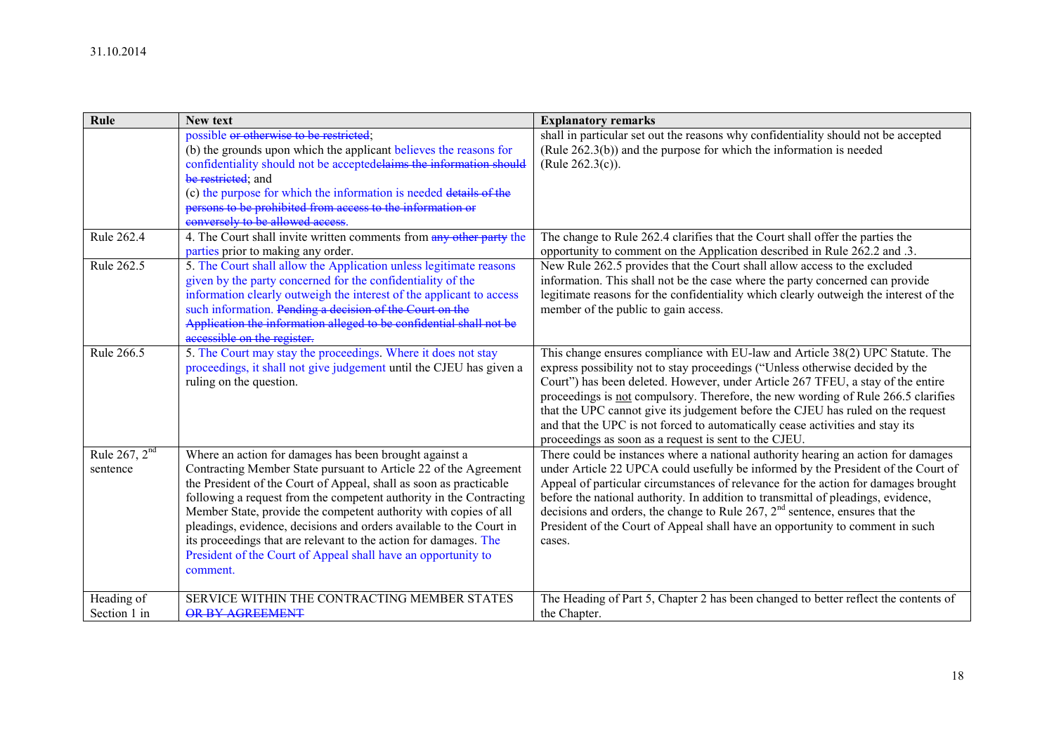| Rule | New text | Explanatory remarks |
|---|---|---|
| | possible ~~or otherwise to be restricted~~;<br>(b) the grounds upon which the applicant believes the reasons for confidentiality should not be accepted~~claims the information should be restricted~~; and<br>(c) the purpose for which the information is needed ~~details of the persons to be prohibited from access to the information or conversely to be allowed access~~. | shall in particular set out the reasons why confidentiality should not be accepted (Rule 262.3(b)) and the purpose for which the information is needed (Rule 262.3(c)). |
| Rule 262.4 | 4. The Court shall invite written comments from ~~any other party~~ the parties prior to making any order. | The change to Rule 262.4 clarifies that the Court shall offer the parties the opportunity to comment on the Application described in Rule 262.2 and .3. |
| Rule 262.5 | 5. The Court shall allow the Application unless legitimate reasons given by the party concerned for the confidentiality of the information clearly outweigh the interest of the applicant to access such information. ~~Pending a decision of the Court on the Application the information alleged to be confidential shall not be accessible on the register.~~ | New Rule 262.5 provides that the Court shall allow access to the excluded information. This shall not be the case where the party concerned can provide legitimate reasons for the confidentiality which clearly outweigh the interest of the member of the public to gain access. |
| Rule 266.5 | 5. The Court may stay the proceedings. Where it does not stay proceedings, it shall not give judgement until the CJEU has given a ruling on the question. | This change ensures compliance with EU-law and Article 38(2) UPC Statute. The express possibility not to stay proceedings ("Unless otherwise decided by the Court") has been deleted. However, under Article 267 TFEU, a stay of the entire proceedings is not compulsory. Therefore, the new wording of Rule 266.5 clarifies that the UPC cannot give its judgement before the CJEU has ruled on the request and that the UPC is not forced to automatically cease activities and stay its proceedings as soon as a request is sent to the CJEU. |
| Rule 267, 2nd sentence | Where an action for damages has been brought against a Contracting Member State pursuant to Article 22 of the Agreement the President of the Court of Appeal, shall as soon as practicable following a request from the competent authority in the Contracting Member State, provide the competent authority with copies of all pleadings, evidence, decisions and orders available to the Court in its proceedings that are relevant to the action for damages. The President of the Court of Appeal shall have an opportunity to comment. | There could be instances where a national authority hearing an action for damages under Article 22 UPCA could usefully be informed by the President of the Court of Appeal of particular circumstances of relevance for the action for damages brought before the national authority. In addition to transmittal of pleadings, evidence, decisions and orders, the change to Rule 267, 2nd sentence, ensures that the President of the Court of Appeal shall have an opportunity to comment in such cases. |
| Heading of Section 1 in | SERVICE WITHIN THE CONTRACTING MEMBER STATES ~~OR BY AGREEMENT~~ | The Heading of Part 5, Chapter 2 has been changed to better reflect the contents of the Chapter. |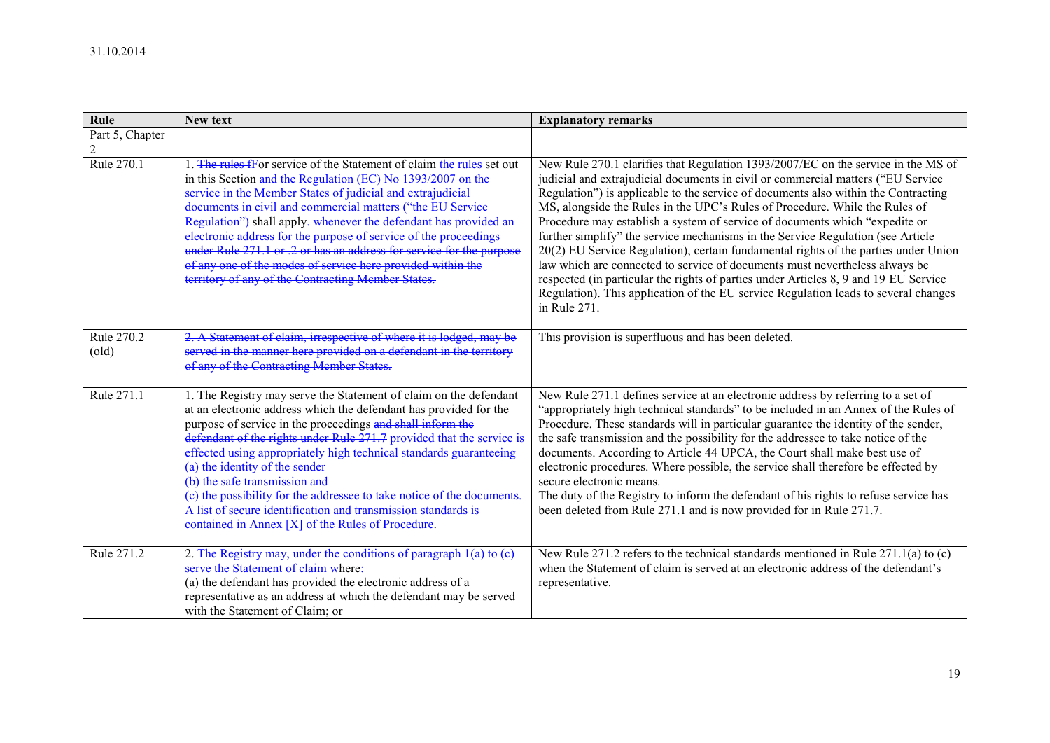31.10.2014

| Rule | New text | Explanatory remarks |
|---|---|---|
| Part 5, Chapter 2 | | |
| Rule 270.1 | 1. ~~The rules f~~For service of the Statement of claim the rules set out in this Section and the Regulation (EC) No 1393/2007 on the service in the Member States of judicial and extrajudicial documents in civil and commercial matters ("the EU Service Regulation") shall apply. ~~whenever the defendant has provided an electronic address for the purpose of service of the proceedings under Rule 271.1 or .2 or has an address for service for the purpose of any one of the modes of service here provided within the territory of any of the Contracting Member States.~~ | New Rule 270.1 clarifies that Regulation 1393/2007/EC on the service in the MS of judicial and extrajudicial documents in civil or commercial matters ("EU Service Regulation") is applicable to the service of documents also within the Contracting MS, alongside the Rules in the UPC's Rules of Procedure. While the Rules of Procedure may establish a system of service of documents which "expedite or further simplify" the service mechanisms in the Service Regulation (see Article 20(2) EU Service Regulation), certain fundamental rights of the parties under Union law which are connected to service of documents must nevertheless always be respected (in particular the rights of parties under Articles 8, 9 and 19 EU Service Regulation). This application of the EU service Regulation leads to several changes in Rule 271. |
| Rule 270.2 (old) | ~~2. A Statement of claim, irrespective of where it is lodged, may be served in the manner here provided on a defendant in the territory of any of the Contracting Member States.~~ | This provision is superfluous and has been deleted. |
| Rule 271.1 | 1. The Registry may serve the Statement of claim on the defendant at an electronic address which the defendant has provided for the purpose of service in the proceedings ~~and shall inform the defendant of the rights under Rule 271.7~~ provided that the service is effected using appropriately high technical standards guaranteeing<br>(a) the identity of the sender<br>(b) the safe transmission and<br>(c) the possibility for the addressee to take notice of the documents.<br>A list of secure identification and transmission standards is contained in Annex [X] of the Rules of Procedure. | New Rule 271.1 defines service at an electronic address by referring to a set of "appropriately high technical standards" to be included in an Annex of the Rules of Procedure. These standards will in particular guarantee the identity of the sender, the safe transmission and the possibility for the addressee to take notice of the documents. According to Article 44 UPCA, the Court shall make best use of electronic procedures. Where possible, the service shall therefore be effected by secure electronic means.<br>The duty of the Registry to inform the defendant of his rights to refuse service has been deleted from Rule 271.1 and is now provided for in Rule 271.7. |
| Rule 271.2 | 2. The Registry may, under the conditions of paragraph 1(a) to (c) serve the Statement of claim where:<br>(a) the defendant has provided the electronic address of a representative as an address at which the defendant may be served with the Statement of Claim; or | New Rule 271.2 refers to the technical standards mentioned in Rule 271.1(a) to (c) when the Statement of claim is served at an electronic address of the defendant's representative. |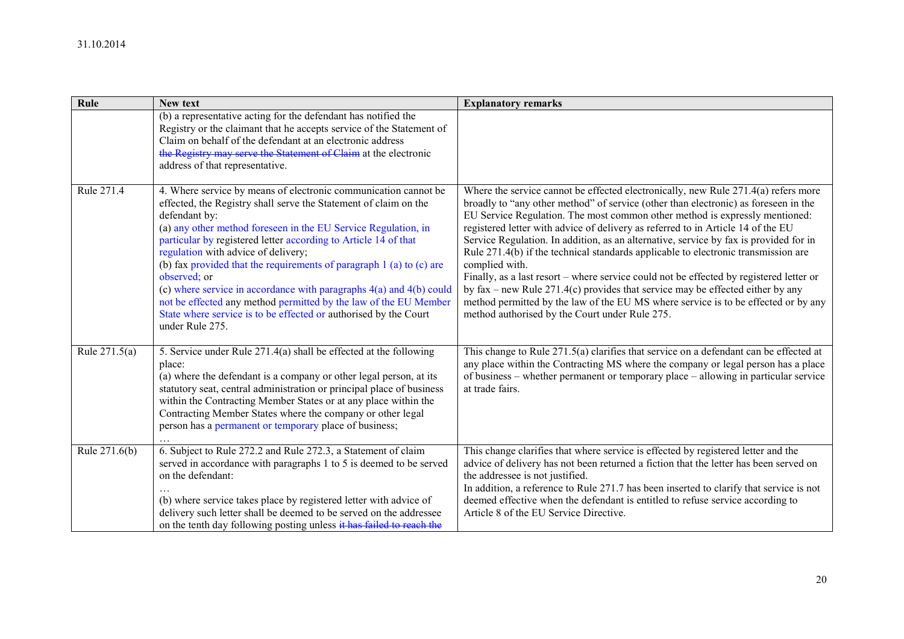| Rule | New text | Explanatory remarks |
|---|---|---|
| | (b) a representative acting for the defendant has notified the Registry or the claimant that he accepts service of the Statement of Claim on behalf of the defendant at an electronic address ~~the Registry may serve the Statement of Claim~~ at the electronic address of that representative. | |
| Rule 271.4 | 4. Where service by means of electronic communication cannot be effected, the Registry shall serve the Statement of claim on the defendant by:<br>(a) any other method foreseen in the EU Service Regulation, in particular by registered letter according to Article 14 of that regulation with advice of delivery;<br>(b) fax provided that the requirements of paragraph 1 (a) to (c) are observed; or<br>(c) where service in accordance with paragraphs 4(a) and 4(b) could not be effected any method permitted by the law of the EU Member State where service is to be effected or authorised by the Court under Rule 275. | Where the service cannot be effected electronically, new Rule 271.4(a) refers more broadly to "any other method" of service (other than electronic) as foreseen in the EU Service Regulation. The most common other method is expressly mentioned: registered letter with advice of delivery as referred to in Article 14 of the EU Service Regulation. In addition, as an alternative, service by fax is provided for in Rule 271.4(b) if the technical standards applicable to electronic transmission are complied with.<br>Finally, as a last resort – where service could not be effected by registered letter or by fax – new Rule 271.4(c) provides that service may be effected either by any method permitted by the law of the EU MS where service is to be effected or by any method authorised by the Court under Rule 275. |
| Rule 271.5(a) | 5. Service under Rule 271.4(a) shall be effected at the following place:<br>(a) where the defendant is a company or other legal person, at its statutory seat, central administration or principal place of business within the Contracting Member States or at any place within the Contracting Member States where the company or other legal person has a permanent or temporary place of business;<br>… | This change to Rule 271.5(a) clarifies that service on a defendant can be effected at any place within the Contracting MS where the company or legal person has a place of business – whether permanent or temporary place – allowing in particular service at trade fairs. |
| Rule 271.6(b) | 6. Subject to Rule 272.2 and Rule 272.3, a Statement of claim served in accordance with paragraphs 1 to 5 is deemed to be served on the defendant:<br>…<br>(b) where service takes place by registered letter with advice of delivery such letter shall be deemed to be served on the addressee on the tenth day following posting unless ~~it has failed to reach the~~ | This change clarifies that where service is effected by registered letter and the advice of delivery has not been returned a fiction that the letter has been served on the addressee is not justified.<br>In addition, a reference to Rule 271.7 has been inserted to clarify that service is not deemed effective when the defendant is entitled to refuse service according to Article 8 of the EU Service Directive. |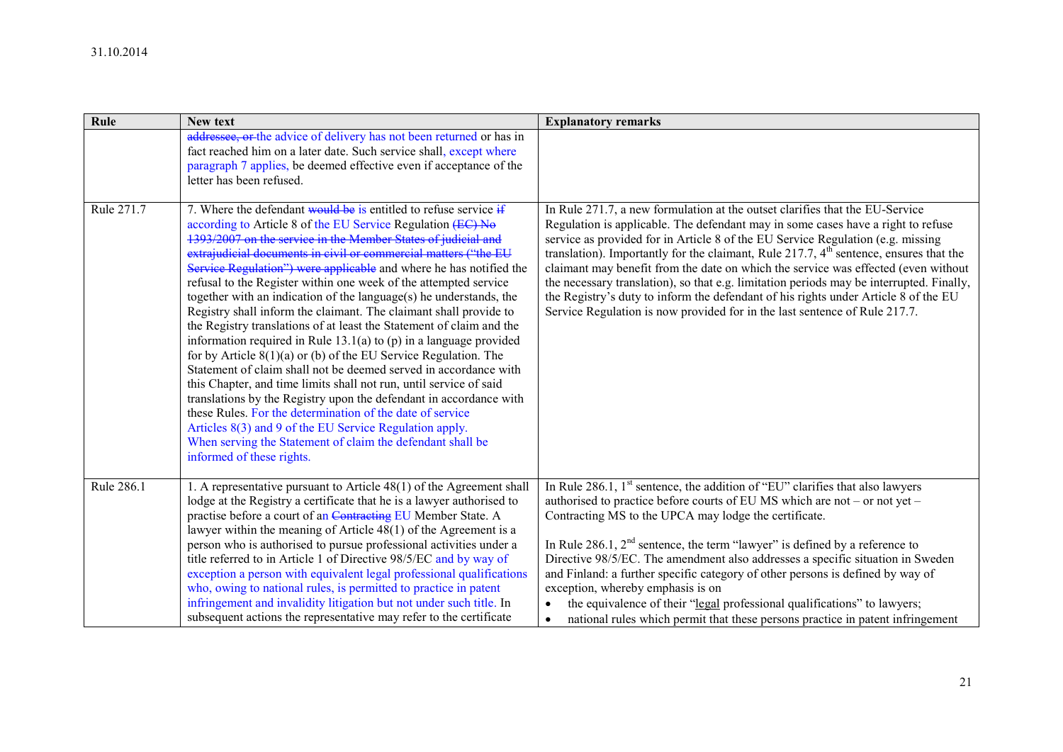31.10.2014

| Rule | New text | Explanatory remarks |
|---|---|---|
| | ~~addressee, or~~ the advice of delivery has not been returned or has in fact reached him on a later date. Such service shall, except where paragraph 7 applies, be deemed effective even if acceptance of the letter has been refused. | |
| Rule 271.7 | 7. Where the defendant ~~would be~~ is entitled to refuse service ~~if~~ according to Article 8 of the EU Service Regulation ~~(EC) No 1393/2007 on the service in the Member States of judicial and extrajudicial documents in civil or commercial matters ("the EU Service Regulation") were applicable~~ and where he has notified the refusal to the Register within one week of the attempted service together with an indication of the language(s) he understands, the Registry shall inform the claimant. The claimant shall provide to the Registry translations of at least the Statement of claim and the information required in Rule 13.1(a) to (p) in a language provided for by Article 8(1)(a) or (b) of the EU Service Regulation. The Statement of claim shall not be deemed served in accordance with this Chapter, and time limits shall not run, until service of said translations by the Registry upon the defendant in accordance with these Rules. For the determination of the date of service Articles 8(3) and 9 of the EU Service Regulation apply. When serving the Statement of claim the defendant shall be informed of these rights. | In Rule 271.7, a new formulation at the outset clarifies that the EU-Service Regulation is applicable. The defendant may in some cases have a right to refuse service as provided for in Article 8 of the EU Service Regulation (e.g. missing translation). Importantly for the claimant, Rule 217.7, 4th sentence, ensures that the claimant may benefit from the date on which the service was effected (even without the necessary translation), so that e.g. limitation periods may be interrupted. Finally, the Registry's duty to inform the defendant of his rights under Article 8 of the EU Service Regulation is now provided for in the last sentence of Rule 217.7. |
| Rule 286.1 | 1. A representative pursuant to Article 48(1) of the Agreement shall lodge at the Registry a certificate that he is a lawyer authorised to practise before a court of an ~~Contracting~~ EU Member State. A lawyer within the meaning of Article 48(1) of the Agreement is a person who is authorised to pursue professional activities under a title referred to in Article 1 of Directive 98/5/EC and by way of exception a person with equivalent legal professional qualifications who, owing to national rules, is permitted to practice in patent infringement and invalidity litigation but not under such title. In subsequent actions the representative may refer to the certificate | In Rule 286.1, 1st sentence, the addition of "EU" clarifies that also lawyers authorised to practise before courts of EU MS which are not – or not yet – Contracting MS to the UPCA may lodge the certificate.<br><br>In Rule 286.1, 2nd sentence, the term "lawyer" is defined by a reference to Directive 98/5/EC. The amendment also addresses a specific situation in Sweden and Finland: a further specific category of other persons is defined by way of exception, whereby emphasis is on<br>• the equivalence of their "legal professional qualifications" to lawyers;<br>• national rules which permit that these persons practice in patent infringement |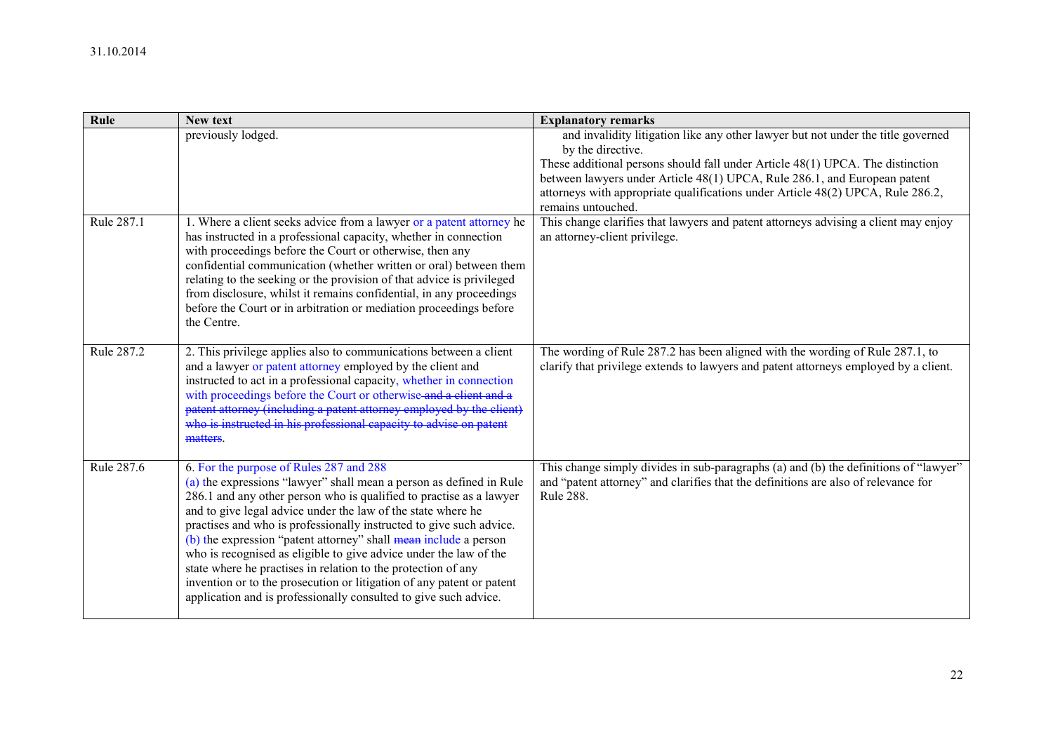31.10.2014

| Rule | New text | Explanatory remarks |
|---|---|---|
| | previously lodged. | and invalidity litigation like any other lawyer but not under the title governed by the directive.<br>These additional persons should fall under Article 48(1) UPCA. The distinction between lawyers under Article 48(1) UPCA, Rule 286.1, and European patent attorneys with appropriate qualifications under Article 48(2) UPCA, Rule 286.2, remains untouched. |
| Rule 287.1 | 1. Where a client seeks advice from a lawyer or a patent attorney he has instructed in a professional capacity, whether in connection with proceedings before the Court or otherwise, then any confidential communication (whether written or oral) between them relating to the seeking or the provision of that advice is privileged from disclosure, whilst it remains confidential, in any proceedings before the Court or in arbitration or mediation proceedings before the Centre. | This change clarifies that lawyers and patent attorneys advising a client may enjoy an attorney-client privilege. |
| Rule 287.2 | 2. This privilege applies also to communications between a client and a lawyer or patent attorney employed by the client and instructed to act in a professional capacity, whether in connection with proceedings before the Court or otherwise ~~and a client and a patent attorney (including a patent attorney employed by the client) who is instructed in his professional capacity to advise on patent matters~~. | The wording of Rule 287.2 has been aligned with the wording of Rule 287.1, to clarify that privilege extends to lawyers and patent attorneys employed by a client. |
| Rule 287.6 | 6. For the purpose of Rules 287 and 288<br>(a) the expressions "lawyer" shall mean a person as defined in Rule 286.1 and any other person who is qualified to practise as a lawyer and to give legal advice under the law of the state where he practises and who is professionally instructed to give such advice.<br>(b) the expression "patent attorney" shall ~~mean~~ include a person who is recognised as eligible to give advice under the law of the state where he practises in relation to the protection of any invention or to the prosecution or litigation of any patent or patent application and is professionally consulted to give such advice. | This change simply divides in sub-paragraphs (a) and (b) the definitions of "lawyer" and "patent attorney" and clarifies that the definitions are also of relevance for Rule 288. |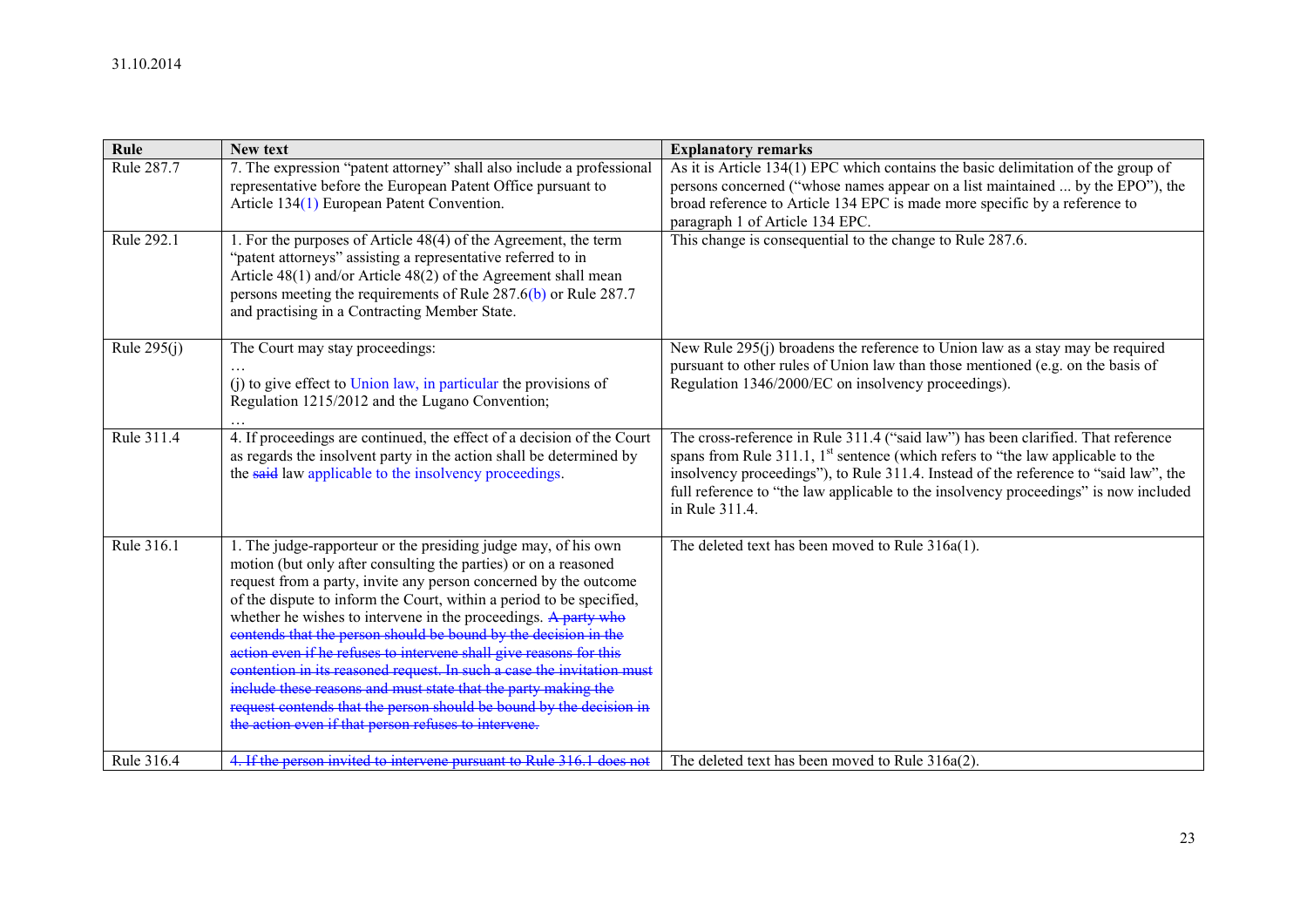31.10.2014

| Rule | New text | Explanatory remarks |
|---|---|---|
| Rule 287.7 | 7. The expression "patent attorney" shall also include a professional representative before the European Patent Office pursuant to Article 134(1) European Patent Convention. | As it is Article 134(1) EPC which contains the basic delimitation of the group of persons concerned ("whose names appear on a list maintained ... by the EPO"), the broad reference to Article 134 EPC is made more specific by a reference to paragraph 1 of Article 134 EPC. |
| Rule 292.1 | 1. For the purposes of Article 48(4) of the Agreement, the term "patent attorneys" assisting a representative referred to in Article 48(1) and/or Article 48(2) of the Agreement shall mean persons meeting the requirements of Rule 287.6(b) or Rule 287.7 and practising in a Contracting Member State. | This change is consequential to the change to Rule 287.6. |
| Rule 295(j) | The Court may stay proceedings: … (j) to give effect to Union law, in particular the provisions of Regulation 1215/2012 and the Lugano Convention; … | New Rule 295(j) broadens the reference to Union law as a stay may be required pursuant to other rules of Union law than those mentioned (e.g. on the basis of Regulation 1346/2000/EC on insolvency proceedings). |
| Rule 311.4 | 4. If proceedings are continued, the effect of a decision of the Court as regards the insolvent party in the action shall be determined by the ~~said~~ law applicable to the insolvency proceedings. | The cross-reference in Rule 311.4 ("said law") has been clarified. That reference spans from Rule 311.1, 1st sentence (which refers to "the law applicable to the insolvency proceedings"), to Rule 311.4. Instead of the reference to "said law", the full reference to "the law applicable to the insolvency proceedings" is now included in Rule 311.4. |
| Rule 316.1 | 1. The judge-rapporteur or the presiding judge may, of his own motion (but only after consulting the parties) or on a reasoned request from a party, invite any person concerned by the outcome of the dispute to inform the Court, within a period to be specified, whether he wishes to intervene in the proceedings. ~~A party who contends that the person should be bound by the decision in the action even if he refuses to intervene shall give reasons for this contention in its reasoned request. In such a case the invitation must include these reasons and must state that the party making the request contends that the person should be bound by the decision in the action even if that person refuses to intervene.~~ | The deleted text has been moved to Rule 316a(1). |
| Rule 316.4 | ~~4. If the person invited to intervene pursuant to Rule 316.1 does not~~ | The deleted text has been moved to Rule 316a(2). |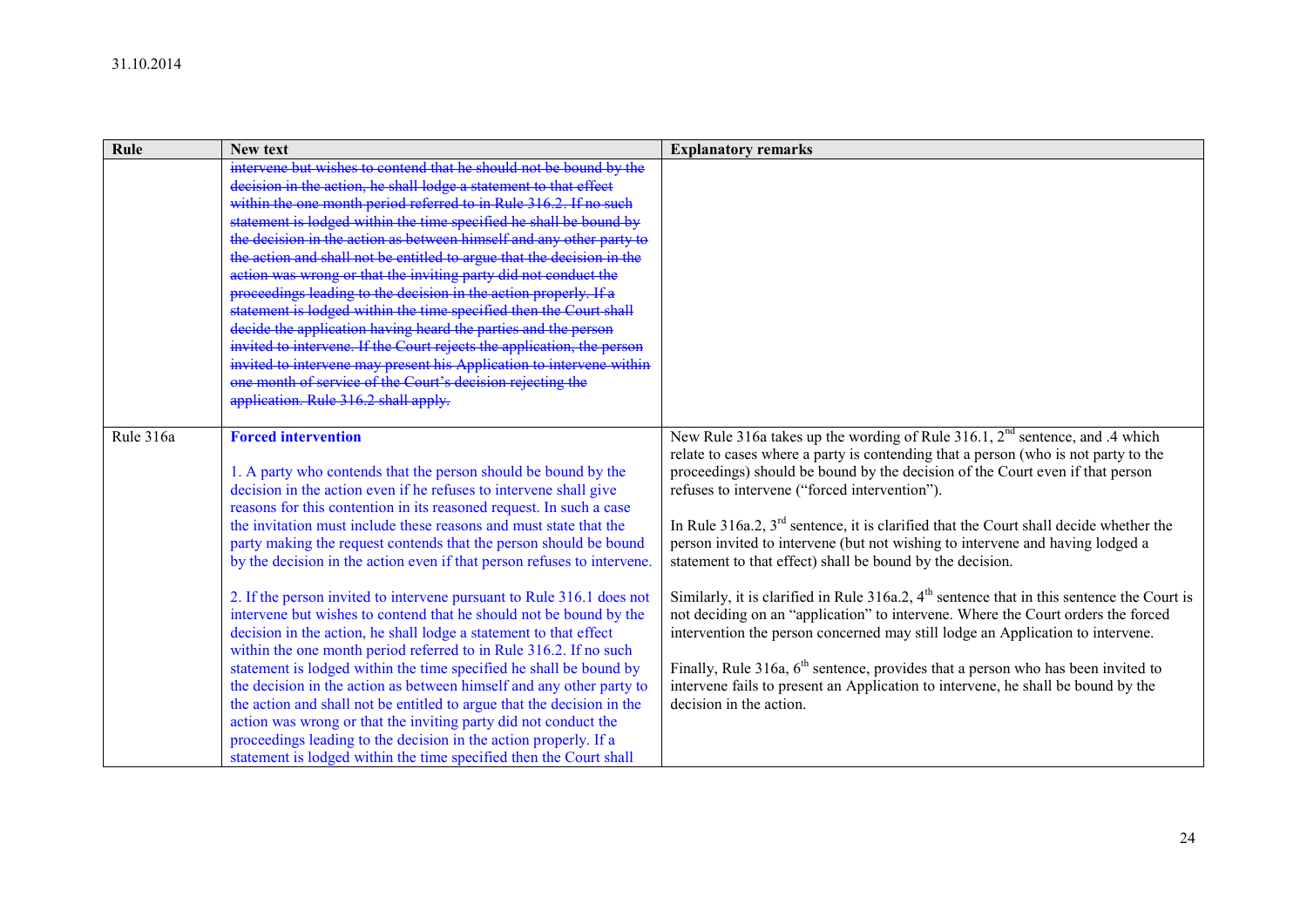31.10.2014

| Rule | New text | Explanatory remarks |
|---|---|---|
| | ~~intervene but wishes to contend that he should not be bound by the decision in the action, he shall lodge a statement to that effect within the one month period referred to in Rule 316.2. If no such statement is lodged within the time specified he shall be bound by the decision in the action as between himself and any other party to the action and shall not be entitled to argue that the decision in the action was wrong or that the inviting party did not conduct the proceedings leading to the decision in the action properly. If a statement is lodged within the time specified then the Court shall decide the application having heard the parties and the person invited to intervene. If the Court rejects the application, the person invited to intervene may present his Application to intervene within one month of service of the Court's decision rejecting the application. Rule 316.2 shall apply.~~ | |
| Rule 316a | **Forced intervention**<br><br>1. A party who contends that the person should be bound by the decision in the action even if he refuses to intervene shall give reasons for this contention in its reasoned request. In such a case the invitation must include these reasons and must state that the party making the request contends that the person should be bound by the decision in the action even if that person refuses to intervene.<br><br>2. If the person invited to intervene pursuant to Rule 316.1 does not intervene but wishes to contend that he should not be bound by the decision in the action, he shall lodge a statement to that effect within the one month period referred to in Rule 316.2. If no such statement is lodged within the time specified he shall be bound by the decision in the action as between himself and any other party to the action and shall not be entitled to argue that the decision in the action was wrong or that the inviting party did not conduct the proceedings leading to the decision in the action properly. If a statement is lodged within the time specified then the Court shall | New Rule 316a takes up the wording of Rule 316.1, 2nd sentence, and .4 which relate to cases where a party is contending that a person (who is not party to the proceedings) should be bound by the decision of the Court even if that person refuses to intervene ("forced intervention").<br><br>In Rule 316a.2, 3rd sentence, it is clarified that the Court shall decide whether the person invited to intervene (but not wishing to intervene and having lodged a statement to that effect) shall be bound by the decision.<br><br>Similarly, it is clarified in Rule 316a.2, 4th sentence that in this sentence the Court is not deciding on an "application" to intervene. Where the Court orders the forced intervention the person concerned may still lodge an Application to intervene.<br><br>Finally, Rule 316a, 6th sentence, provides that a person who has been invited to intervene fails to present an Application to intervene, he shall be bound by the decision in the action. |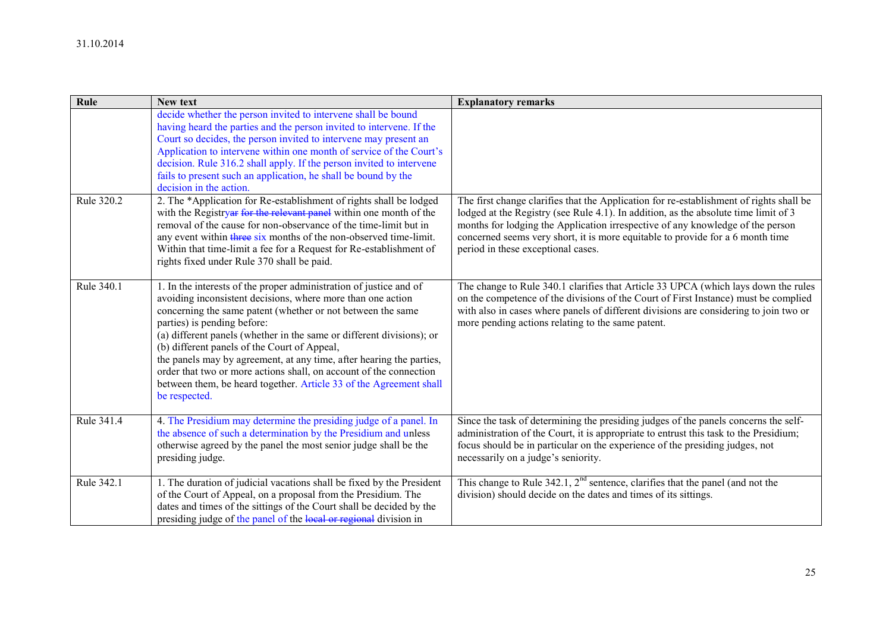31.10.2014

| Rule | New text | Explanatory remarks |
|---|---|---|
| | decide whether the person invited to intervene shall be bound having heard the parties and the person invited to intervene. If the Court so decides, the person invited to intervene may present an Application to intervene within one month of service of the Court's decision. Rule 316.2 shall apply. If the person invited to intervene fails to present such an application, he shall be bound by the decision in the action. | |
| Rule 320.2 | 2. The *Application for Re-establishment of rights shall be lodged with the Registry~~ar for the relevant panel~~ within one month of the removal of the cause for non-observance of the time-limit but in any event within ~~three~~ six months of the non-observed time-limit. Within that time-limit a fee for a Request for Re-establishment of rights fixed under Rule 370 shall be paid. | The first change clarifies that the Application for re-establishment of rights shall be lodged at the Registry (see Rule 4.1). In addition, as the absolute time limit of 3 months for lodging the Application irrespective of any knowledge of the person concerned seems very short, it is more equitable to provide for a 6 month time period in these exceptional cases. |
| Rule 340.1 | 1. In the interests of the proper administration of justice and of avoiding inconsistent decisions, where more than one action concerning the same patent (whether or not between the same parties) is pending before:<br>(a) different panels (whether in the same or different divisions); or<br>(b) different panels of the Court of Appeal,<br>the panels may by agreement, at any time, after hearing the parties, order that two or more actions shall, on account of the connection between them, be heard together. Article 33 of the Agreement shall be respected. | The change to Rule 340.1 clarifies that Article 33 UPCA (which lays down the rules on the competence of the divisions of the Court of First Instance) must be complied with also in cases where panels of different divisions are considering to join two or more pending actions relating to the same patent. |
| Rule 341.4 | 4. The Presidium may determine the presiding judge of a panel. In the absence of such a determination by the Presidium and unless otherwise agreed by the panel the most senior judge shall be the presiding judge. | Since the task of determining the presiding judges of the panels concerns the self-administration of the Court, it is appropriate to entrust this task to the Presidium; focus should be in particular on the experience of the presiding judges, not necessarily on a judge's seniority. |
| Rule 342.1 | 1. The duration of judicial vacations shall be fixed by the President of the Court of Appeal, on a proposal from the Presidium. The dates and times of the sittings of the Court shall be decided by the presiding judge of the panel of the ~~local or regional~~ division in | This change to Rule 342.1, 2nd sentence, clarifies that the panel (and not the division) should decide on the dates and times of its sittings. |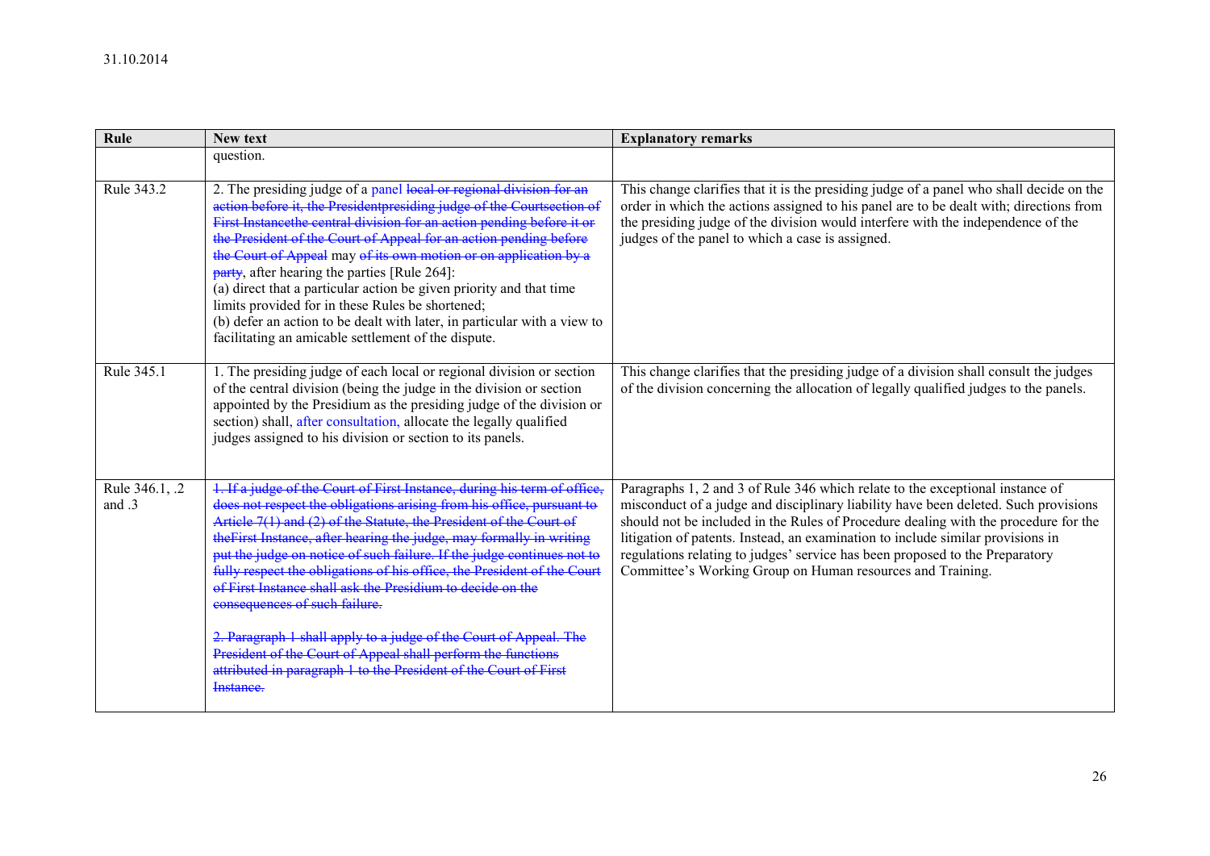31.10.2014

| Rule | New text | Explanatory remarks |
|---|---|---|
| | question. | |
| Rule 343.2 | 2. The presiding judge of a panel ~~local or regional division for an action before it, the Presidentpresiding judge of the Courtsection of First Instancethe central division for an action pending before it or the President of the Court of Appeal for an action pending before the Court of Appeal~~ may ~~of its own motion or on application by a party~~, after hearing the parties [Rule 264]:<br>(a) direct that a particular action be given priority and that time limits provided for in these Rules be shortened;<br>(b) defer an action to be dealt with later, in particular with a view to facilitating an amicable settlement of the dispute. | This change clarifies that it is the presiding judge of a panel who shall decide on the order in which the actions assigned to his panel are to be dealt with; directions from the presiding judge of the division would interfere with the independence of the judges of the panel to which a case is assigned. |
| Rule 345.1 | 1. The presiding judge of each local or regional division or section of the central division (being the judge in the division or section appointed by the Presidium as the presiding judge of the division or section) shall, after consultation, allocate the legally qualified judges assigned to his division or section to its panels. | This change clarifies that the presiding judge of a division shall consult the judges of the division concerning the allocation of legally qualified judges to the panels. |
| Rule 346.1, .2 and .3 | ~~1. If a judge of the Court of First Instance, during his term of office, does not respect the obligations arising from his office, pursuant to Article 7(1) and (2) of the Statute, the President of the Court of theFirst Instance, after hearing the judge, may formally in writing put the judge on notice of such failure. If the judge continues not to fully respect the obligations of his office, the President of the Court of First Instance shall ask the Presidium to decide on the consequences of such failure.~~<br><br>~~2. Paragraph 1 shall apply to a judge of the Court of Appeal. The President of the Court of Appeal shall perform the functions attributed in paragraph 1 to the President of the Court of First Instance.~~ | Paragraphs 1, 2 and 3 of Rule 346 which relate to the exceptional instance of misconduct of a judge and disciplinary liability have been deleted. Such provisions should not be included in the Rules of Procedure dealing with the procedure for the litigation of patents. Instead, an examination to include similar provisions in regulations relating to judges' service has been proposed to the Preparatory Committee's Working Group on Human resources and Training. |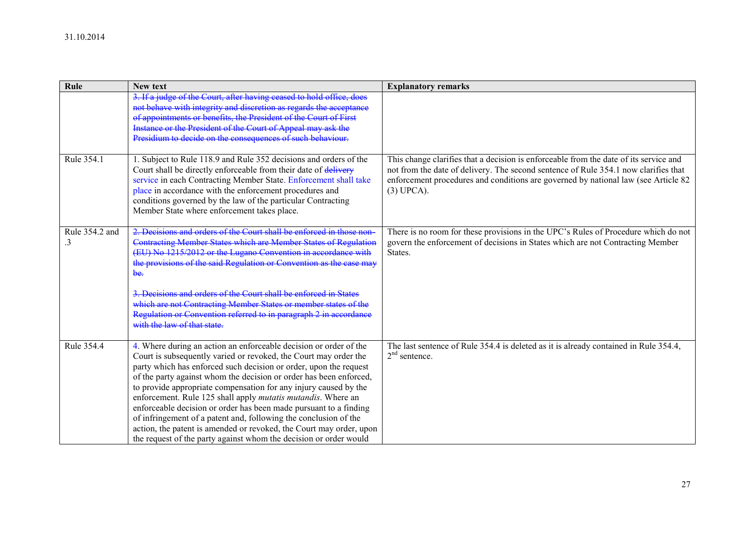31.10.2014

| Rule | New text | Explanatory remarks |
|---|---|---|
| | ~~3. If a judge of the Court, after having ceased to hold office, does not behave with integrity and discretion as regards the acceptance of appointments or benefits, the President of the Court of First Instance or the President of the Court of Appeal may ask the Presidium to decide on the consequences of such behaviour.~~ | |
| Rule 354.1 | 1. Subject to Rule 118.9 and Rule 352 decisions and orders of the Court shall be directly enforceable from their date of ~~delivery~~ service in each Contracting Member State. Enforcement shall take place in accordance with the enforcement procedures and conditions governed by the law of the particular Contracting Member State where enforcement takes place. | This change clarifies that a decision is enforceable from the date of its service and not from the date of delivery. The second sentence of Rule 354.1 now clarifies that enforcement procedures and conditions are governed by national law (see Article 82 (3) UPCA). |
| Rule 354.2 and .3 | ~~2. Decisions and orders of the Court shall be enforced in those non-Contracting Member States which are Member States of Regulation (EU) No 1215/2012 or the Lugano Convention in accordance with the provisions of the said Regulation or Convention as the case may be.~~<br><br>~~3. Decisions and orders of the Court shall be enforced in States which are not Contracting Member States or member states of the Regulation or Convention referred to in paragraph 2 in accordance with the law of that state.~~ | There is no room for these provisions in the UPC's Rules of Procedure which do not govern the enforcement of decisions in States which are not Contracting Member States. |
| Rule 354.4 | 4. Where during an action an enforceable decision or order of the Court is subsequently varied or revoked, the Court may order the party which has enforced such decision or order, upon the request of the party against whom the decision or order has been enforced, to provide appropriate compensation for any injury caused by the enforcement. Rule 125 shall apply *mutatis mutandis*. Where an enforceable decision or order has been made pursuant to a finding of infringement of a patent and, following the conclusion of the action, the patent is amended or revoked, the Court may order, upon the request of the party against whom the decision or order would | The last sentence of Rule 354.4 is deleted as it is already contained in Rule 354.4, 2[nd] sentence. |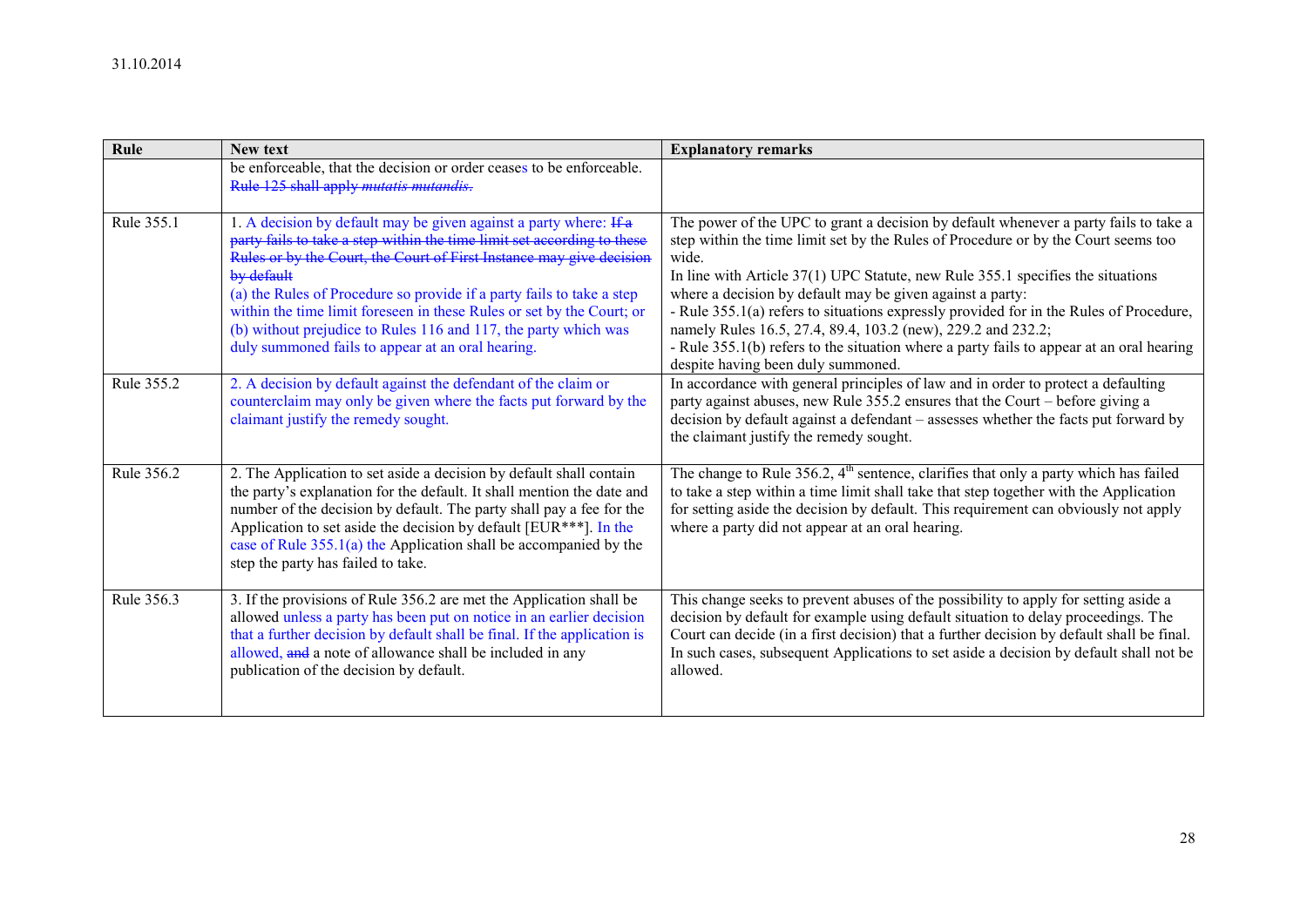| Rule | New text | Explanatory remarks |
|---|---|---|
| | be enforceable, that the decision or order ceases to be enforceable. ~~Rule 125 shall apply *mutatis mutandis*.~~ | |
| Rule 355.1 | 1. A decision by default may be given against a party where: ~~If a party fails to take a step within the time limit set according to these Rules or by the Court, the Court of First Instance may give decision by default~~<br>(a) the Rules of Procedure so provide if a party fails to take a step within the time limit foreseen in these Rules or set by the Court; or<br>(b) without prejudice to Rules 116 and 117, the party which was duly summoned fails to appear at an oral hearing. | The power of the UPC to grant a decision by default whenever a party fails to take a step within the time limit set by the Rules of Procedure or by the Court seems too wide.<br>In line with Article 37(1) UPC Statute, new Rule 355.1 specifies the situations where a decision by default may be given against a party:<br>- Rule 355.1(a) refers to situations expressly provided for in the Rules of Procedure, namely Rules 16.5, 27.4, 89.4, 103.2 (new), 229.2 and 232.2;<br>- Rule 355.1(b) refers to the situation where a party fails to appear at an oral hearing despite having been duly summoned. |
| Rule 355.2 | 2. A decision by default against the defendant of the claim or counterclaim may only be given where the facts put forward by the claimant justify the remedy sought. | In accordance with general principles of law and in order to protect a defaulting party against abuses, new Rule 355.2 ensures that the Court – before giving a decision by default against a defendant – assesses whether the facts put forward by the claimant justify the remedy sought. |
| Rule 356.2 | 2. The Application to set aside a decision by default shall contain the party's explanation for the default. It shall mention the date and number of the decision by default. The party shall pay a fee for the Application to set aside the decision by default [EUR***]. In the case of Rule 355.1(a) the Application shall be accompanied by the step the party has failed to take. | The change to Rule 356.2, 4th sentence, clarifies that only a party which has failed to take a step within a time limit shall take that step together with the Application for setting aside the decision by default. This requirement can obviously not apply where a party did not appear at an oral hearing. |
| Rule 356.3 | 3. If the provisions of Rule 356.2 are met the Application shall be allowed unless a party has been put on notice in an earlier decision that a further decision by default shall be final. If the application is allowed, ~~and~~ a note of allowance shall be included in any publication of the decision by default. | This change seeks to prevent abuses of the possibility to apply for setting aside a decision by default for example using default situation to delay proceedings. The Court can decide (in a first decision) that a further decision by default shall be final. In such cases, subsequent Applications to set aside a decision by default shall not be allowed. |